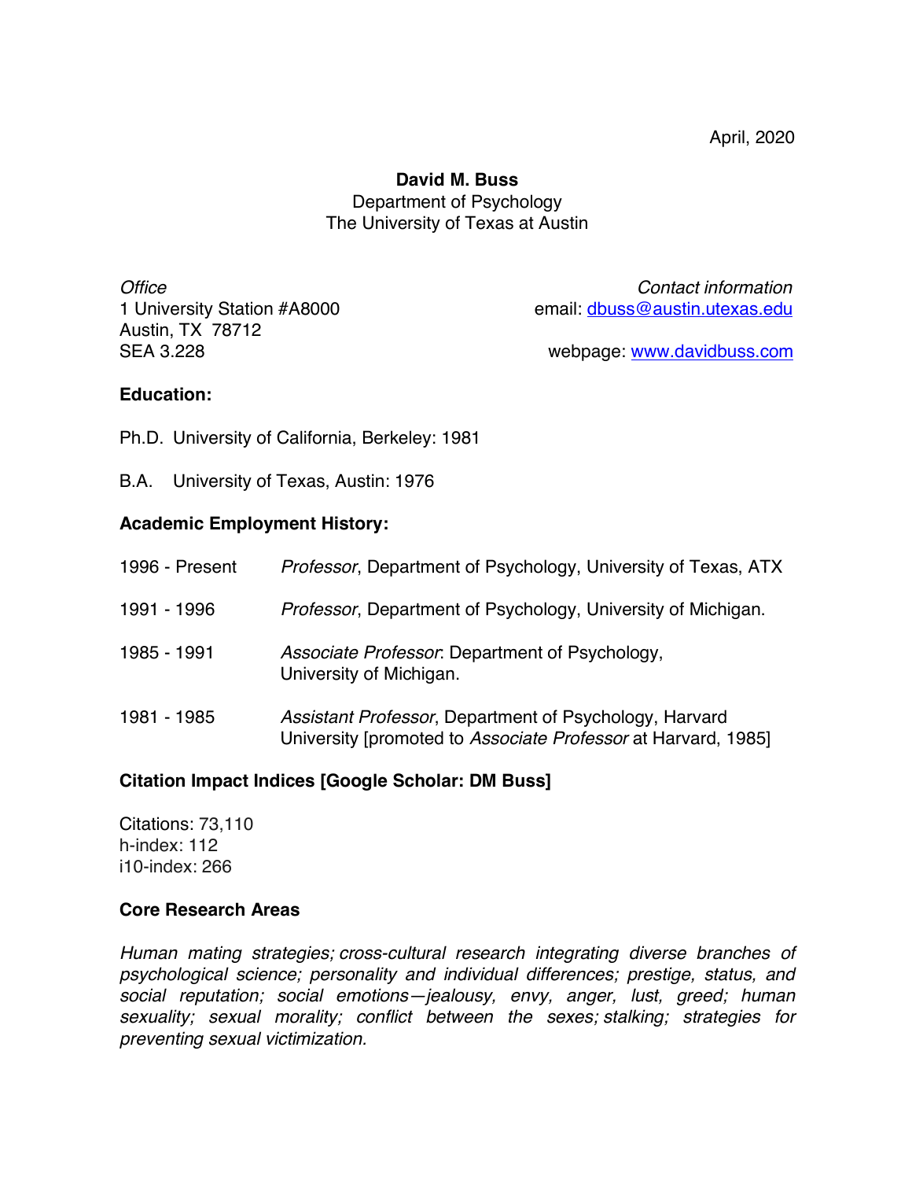April, 2020

**David M. Buss**
Department of Psychology
The University of Texas at Austin

*Office*
1 University Station #A8000
Austin, TX 78712
SEA 3.228

*Contact information*
email: dbuss@austin.utexas.edu

webpage: www.davidbuss.com

**Education:**

Ph.D. University of California, Berkeley: 1981

B.A. University of Texas, Austin: 1976

**Academic Employment History:**

1996 - Present *Professor*, Department of Psychology, University of Texas, ATX

1991 - 1996 *Professor*, Department of Psychology, University of Michigan.

1985 - 1991 *Associate Professor*: Department of Psychology, University of Michigan.

1981 - 1985 *Assistant Professor*, Department of Psychology, Harvard University [promoted to *Associate Professor* at Harvard, 1985]

**Citation Impact Indices [Google Scholar: DM Buss]**

Citations: 73,110
h-index: 112
i10-index: 266

**Core Research Areas**

*Human mating strategies; cross-cultural research integrating diverse branches of psychological science; personality and individual differences; prestige, status, and social reputation; social emotions—jealousy, envy, anger, lust, greed; human sexuality; sexual morality; conflict between the sexes; stalking; strategies for preventing sexual victimization.*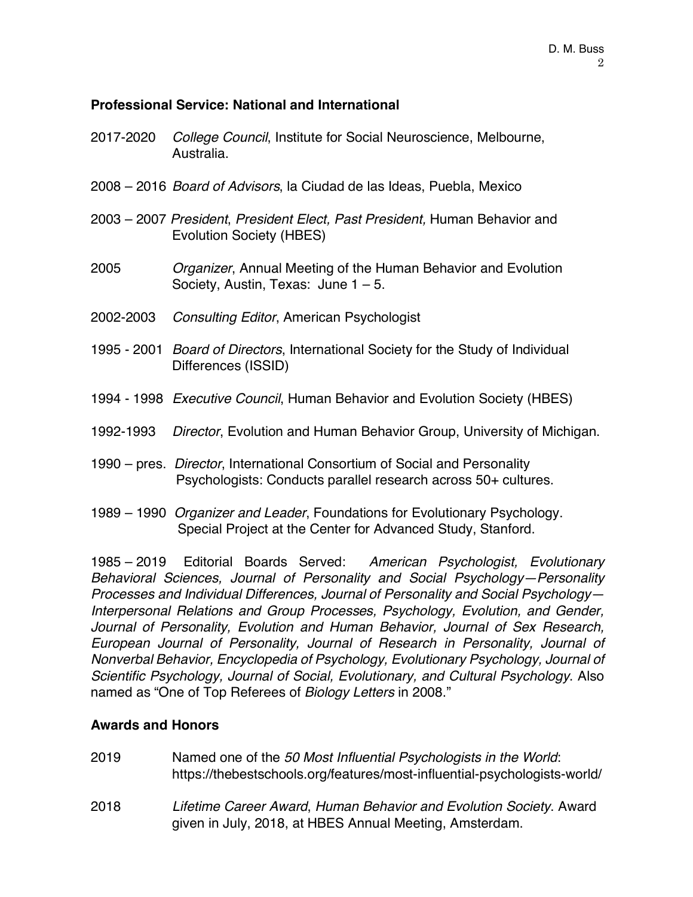### Professional Service: National and International

2017-2020 *College Council*, Institute for Social Neuroscience, Melbourne, Australia.

2008 – 2016 *Board of Advisors*, la Ciudad de las Ideas, Puebla, Mexico

2003 – 2007 *President*, *President Elect, Past President,* Human Behavior and Evolution Society (HBES)

2005 *Organizer*, Annual Meeting of the Human Behavior and Evolution Society, Austin, Texas: June 1 – 5.

2002-2003 *Consulting Editor*, American Psychologist

1995 - 2001 *Board of Directors*, International Society for the Study of Individual Differences (ISSID)

1994 - 1998 *Executive Council*, Human Behavior and Evolution Society (HBES)

1992-1993 *Director*, Evolution and Human Behavior Group, University of Michigan.

1990 – pres. *Director*, International Consortium of Social and Personality Psychologists: Conducts parallel research across 50+ cultures.

1989 – 1990 *Organizer and Leader*, Foundations for Evolutionary Psychology. Special Project at the Center for Advanced Study, Stanford.

1985 – 2019 Editorial Boards Served: *American Psychologist, Evolutionary Behavioral Sciences, Journal of Personality and Social Psychology—Personality Processes and Individual Differences, Journal of Personality and Social Psychology—Interpersonal Relations and Group Processes, Psychology, Evolution, and Gender, Journal of Personality, Evolution and Human Behavior, Journal of Sex Research, European Journal of Personality, Journal of Research in Personality, Journal of Nonverbal Behavior, Encyclopedia of Psychology, Evolutionary Psychology, Journal of Scientific Psychology, Journal of Social, Evolutionary, and Cultural Psychology*. Also named as "One of Top Referees of *Biology Letters* in 2008."

### Awards and Honors

2019 Named one of the *50 Most Influential Psychologists in the World*: https://thebestschools.org/features/most-influential-psychologists-world/

2018 *Lifetime Career Award*, *Human Behavior and Evolution Society*. Award given in July, 2018, at HBES Annual Meeting, Amsterdam.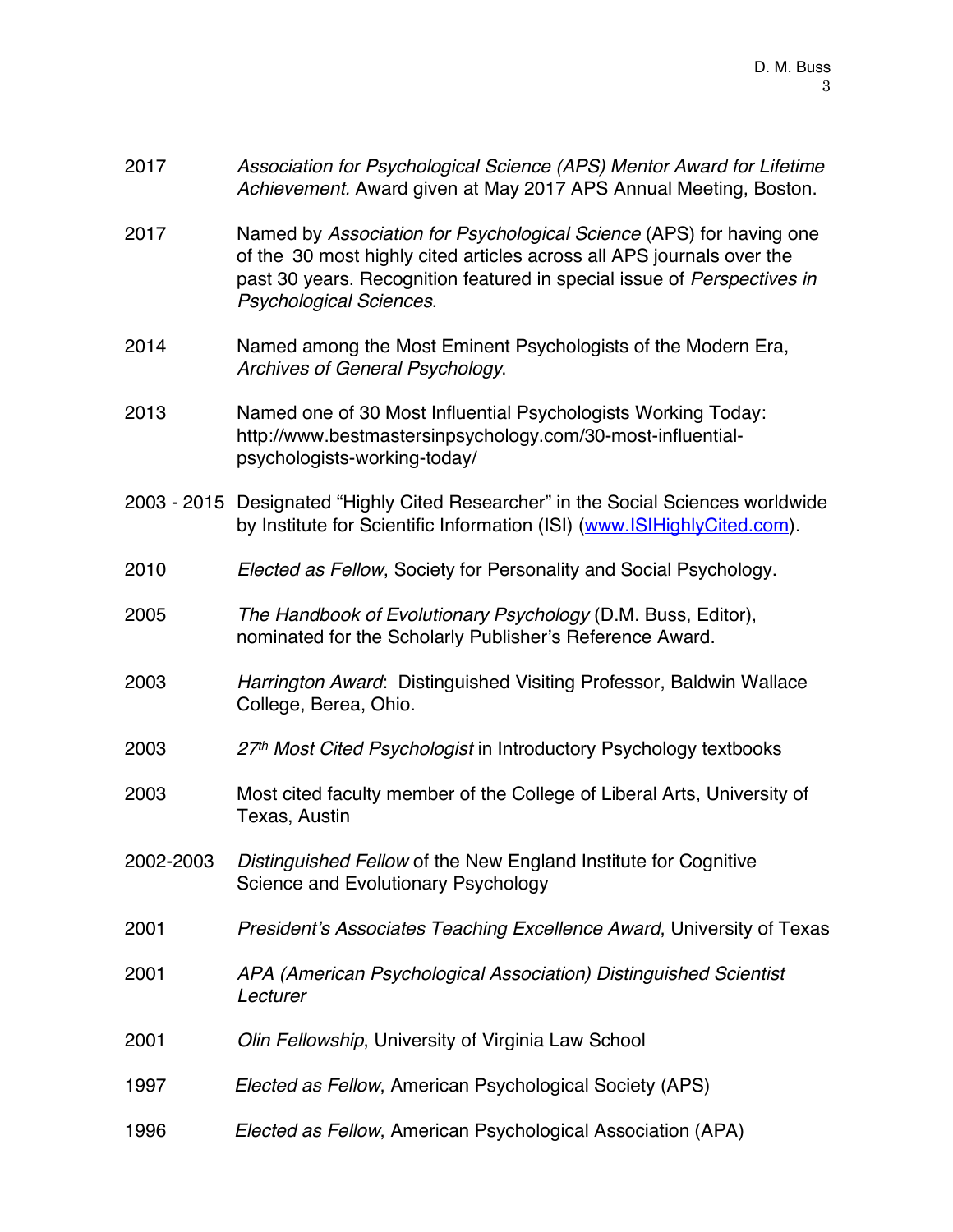2017 *Association for Psychological Science (APS) Mentor Award for Lifetime Achievement.* Award given at May 2017 APS Annual Meeting, Boston.

2017 Named by *Association for Psychological Science* (APS) for having one of the 30 most highly cited articles across all APS journals over the past 30 years. Recognition featured in special issue of *Perspectives in Psychological Sciences*.

2014 Named among the Most Eminent Psychologists of the Modern Era, *Archives of General Psychology*.

2013 Named one of 30 Most Influential Psychologists Working Today: http://www.bestmastersinpsychology.com/30-most-influential-psychologists-working-today/

2003 - 2015 Designated "Highly Cited Researcher" in the Social Sciences worldwide by Institute for Scientific Information (ISI) (www.ISIHighlyCited.com).

2010 *Elected as Fellow*, Society for Personality and Social Psychology.

2005 *The Handbook of Evolutionary Psychology* (D.M. Buss, Editor), nominated for the Scholarly Publisher's Reference Award.

2003 *Harrington Award*: Distinguished Visiting Professor, Baldwin Wallace College, Berea, Ohio.

2003 *27th Most Cited Psychologist* in Introductory Psychology textbooks

2003 Most cited faculty member of the College of Liberal Arts, University of Texas, Austin

2002-2003 *Distinguished Fellow* of the New England Institute for Cognitive Science and Evolutionary Psychology

2001 *President's Associates Teaching Excellence Award*, University of Texas

2001 *APA (American Psychological Association) Distinguished Scientist Lecturer*

2001 *Olin Fellowship*, University of Virginia Law School

1997 *Elected as Fellow*, American Psychological Society (APS)

1996 *Elected as Fellow*, American Psychological Association (APA)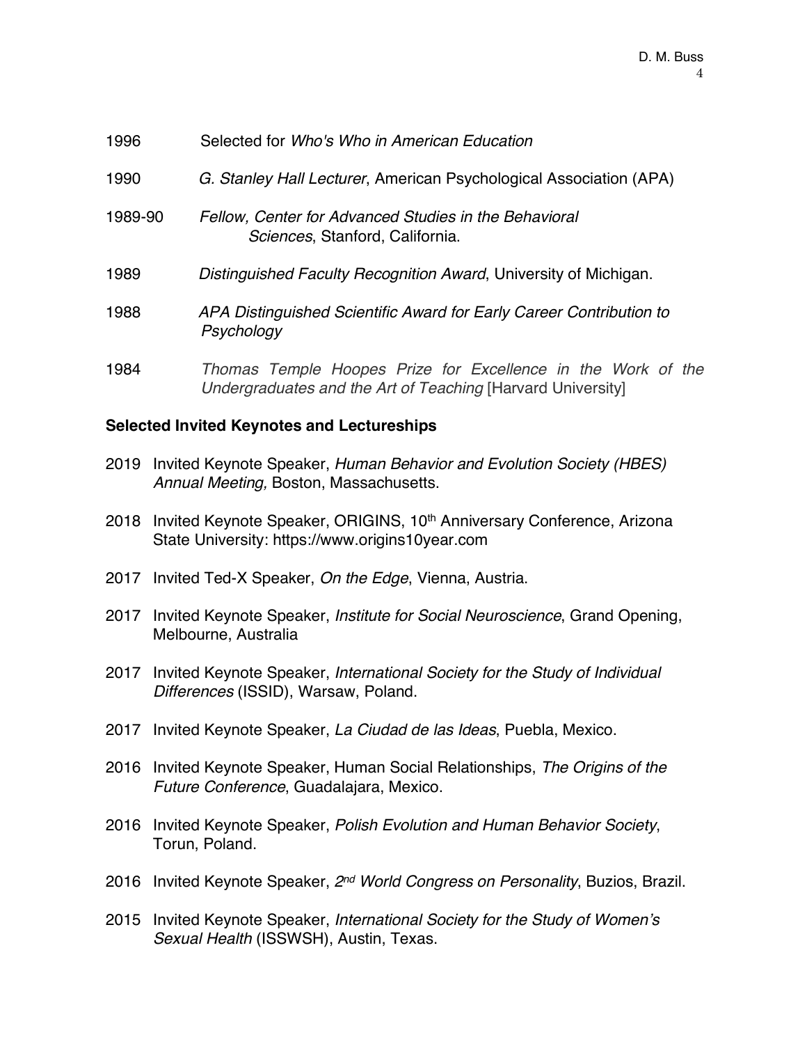1996 Selected for *Who's Who in American Education*

1990 *G. Stanley Hall Lecturer*, American Psychological Association (APA)

1989-90 *Fellow, Center for Advanced Studies in the Behavioral Sciences*, Stanford, California.

1989 *Distinguished Faculty Recognition Award*, University of Michigan.

1988 *APA Distinguished Scientific Award for Early Career Contribution to Psychology*

1984 *Thomas Temple Hoopes Prize for Excellence in the Work of the Undergraduates and the Art of Teaching* [Harvard University]

**Selected Invited Keynotes and Lectureships**

2019 Invited Keynote Speaker, *Human Behavior and Evolution Society (HBES) Annual Meeting,* Boston, Massachusetts.

2018 Invited Keynote Speaker, ORIGINS, 10th Anniversary Conference, Arizona State University: https://www.origins10year.com

2017 Invited Ted-X Speaker, *On the Edge*, Vienna, Austria.

2017 Invited Keynote Speaker, *Institute for Social Neuroscience*, Grand Opening, Melbourne, Australia

2017 Invited Keynote Speaker, *International Society for the Study of Individual Differences* (ISSID), Warsaw, Poland.

2017 Invited Keynote Speaker, *La Ciudad de las Ideas*, Puebla, Mexico.

2016 Invited Keynote Speaker, Human Social Relationships, *The Origins of the Future Conference*, Guadalajara, Mexico.

2016 Invited Keynote Speaker, *Polish Evolution and Human Behavior Society*, Torun, Poland.

2016 Invited Keynote Speaker, *2nd World Congress on Personality*, Buzios, Brazil.

2015 Invited Keynote Speaker, *International Society for the Study of Women's Sexual Health* (ISSWSH), Austin, Texas.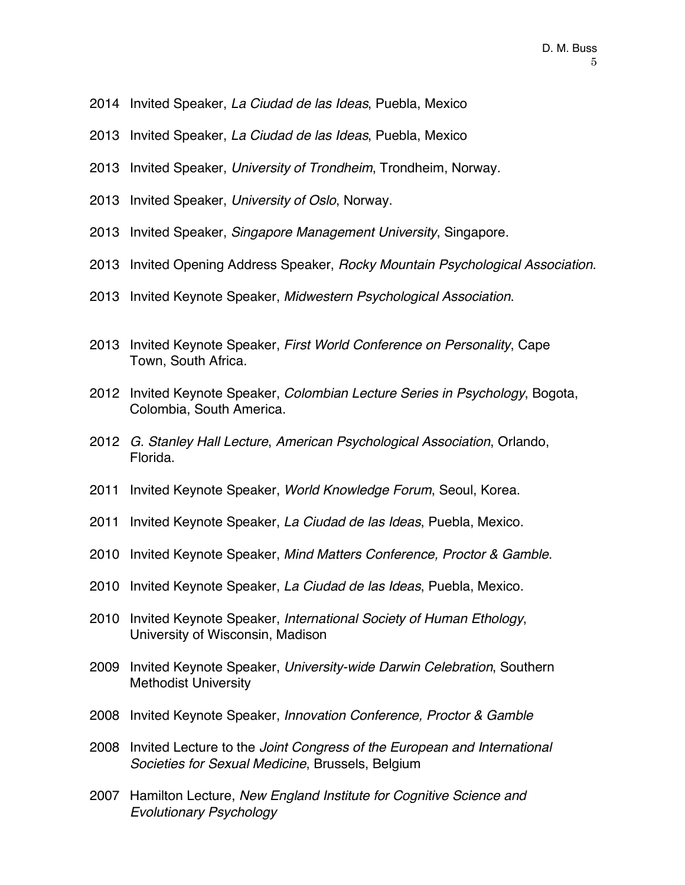2014 Invited Speaker, *La Ciudad de las Ideas*, Puebla, Mexico

2013 Invited Speaker, *La Ciudad de las Ideas*, Puebla, Mexico

2013 Invited Speaker, *University of Trondheim*, Trondheim, Norway.

2013 Invited Speaker, *University of Oslo*, Norway.

2013 Invited Speaker, *Singapore Management University*, Singapore.

2013 Invited Opening Address Speaker, *Rocky Mountain Psychological Association*.

2013 Invited Keynote Speaker, *Midwestern Psychological Association*.

2013 Invited Keynote Speaker, *First World Conference on Personality*, Cape Town, South Africa.

2012 Invited Keynote Speaker, *Colombian Lecture Series in Psychology*, Bogota, Colombia, South America.

2012 *G. Stanley Hall Lecture*, *American Psychological Association*, Orlando, Florida.

2011 Invited Keynote Speaker, *World Knowledge Forum*, Seoul, Korea.

2011 Invited Keynote Speaker, *La Ciudad de las Ideas*, Puebla, Mexico.

2010 Invited Keynote Speaker, *Mind Matters Conference, Proctor & Gamble*.

2010 Invited Keynote Speaker, *La Ciudad de las Ideas*, Puebla, Mexico.

2010 Invited Keynote Speaker, *International Society of Human Ethology*, University of Wisconsin, Madison

2009 Invited Keynote Speaker, *University-wide Darwin Celebration*, Southern Methodist University

2008 Invited Keynote Speaker, *Innovation Conference, Proctor & Gamble*

2008 Invited Lecture to the *Joint Congress of the European and International Societies for Sexual Medicine*, Brussels, Belgium

2007 Hamilton Lecture, *New England Institute for Cognitive Science and Evolutionary Psychology*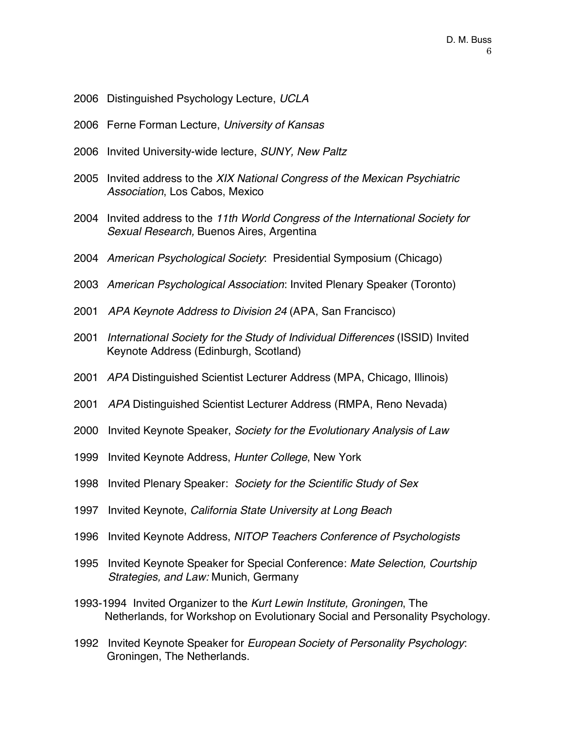2006 Distinguished Psychology Lecture, *UCLA*

2006 Ferne Forman Lecture, *University of Kansas*

2006 Invited University-wide lecture, *SUNY, New Paltz*

2005 Invited address to the *XIX National Congress of the Mexican Psychiatric Association*, Los Cabos, Mexico

2004 Invited address to the *11th World Congress of the International Society for Sexual Research,* Buenos Aires, Argentina

2004 *American Psychological Society*: Presidential Symposium (Chicago)

2003 *American Psychological Association*: Invited Plenary Speaker (Toronto)

2001 *APA Keynote Address to Division 24* (APA, San Francisco)

2001 *International Society for the Study of Individual Differences* (ISSID) Invited Keynote Address (Edinburgh, Scotland)

2001 *APA* Distinguished Scientist Lecturer Address (MPA, Chicago, Illinois)

2001 *APA* Distinguished Scientist Lecturer Address (RMPA, Reno Nevada)

2000 Invited Keynote Speaker, *Society for the Evolutionary Analysis of Law*

1999 Invited Keynote Address, *Hunter College*, New York

1998 Invited Plenary Speaker: *Society for the Scientific Study of Sex*

1997 Invited Keynote, *California State University at Long Beach*

1996 Invited Keynote Address, *NITOP Teachers Conference of Psychologists*

1995 Invited Keynote Speaker for Special Conference: *Mate Selection, Courtship Strategies, and Law:* Munich, Germany

1993-1994 Invited Organizer to the *Kurt Lewin Institute, Groningen*, The Netherlands, for Workshop on Evolutionary Social and Personality Psychology.

1992 Invited Keynote Speaker for *European Society of Personality Psychology*: Groningen, The Netherlands.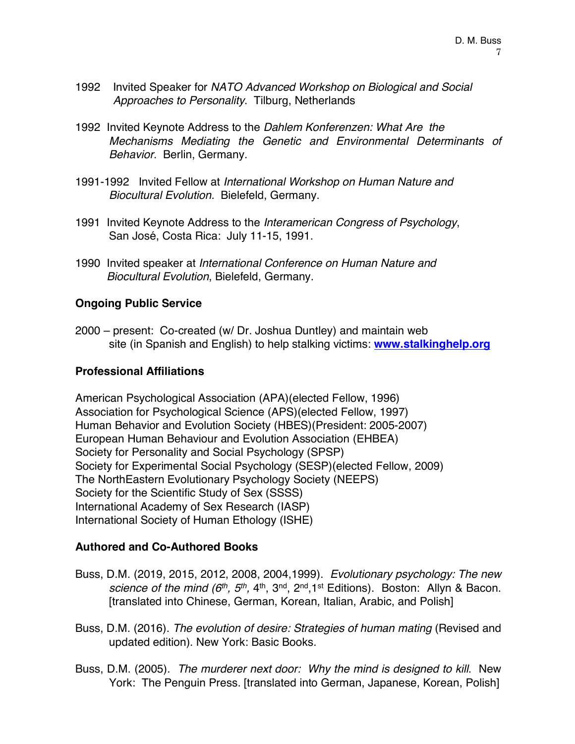1992 Invited Speaker for *NATO Advanced Workshop on Biological and Social Approaches to Personality*. Tilburg, Netherlands

1992 Invited Keynote Address to the *Dahlem Konferenzen: What Are the Mechanisms Mediating the Genetic and Environmental Determinants of Behavior.* Berlin, Germany.

1991-1992 Invited Fellow at *International Workshop on Human Nature and Biocultural Evolution.* Bielefeld, Germany.

1991 Invited Keynote Address to the *Interamerican Congress of Psychology*, San José, Costa Rica: July 11-15, 1991.

1990 Invited speaker at *International Conference on Human Nature and Biocultural Evolution*, Bielefeld, Germany.

## Ongoing Public Service

2000 – present: Co-created (w/ Dr. Joshua Duntley) and maintain web site (in Spanish and English) to help stalking victims: **www.stalkinghelp.org**

## Professional Affiliations

American Psychological Association (APA)(elected Fellow, 1996)
Association for Psychological Science (APS)(elected Fellow, 1997)
Human Behavior and Evolution Society (HBES)(President: 2005-2007)
European Human Behaviour and Evolution Association (EHBEA)
Society for Personality and Social Psychology (SPSP)
Society for Experimental Social Psychology (SESP)(elected Fellow, 2009)
The NorthEastern Evolutionary Psychology Society (NEEPS)
Society for the Scientific Study of Sex (SSSS)
International Academy of Sex Research (IASP)
International Society of Human Ethology (ISHE)

## Authored and Co-Authored Books

Buss, D.M. (2019, 2015, 2012, 2008, 2004,1999). *Evolutionary psychology: The new science of the mind (6th, 5th,* 4th, 3nd, 2nd,1st Editions). Boston: Allyn & Bacon. [translated into Chinese, German, Korean, Italian, Arabic, and Polish]

Buss, D.M. (2016). *The evolution of desire: Strategies of human mating* (Revised and updated edition). New York: Basic Books.

Buss, D.M. (2005). *The murderer next door: Why the mind is designed to kill*. New York: The Penguin Press. [translated into German, Japanese, Korean, Polish]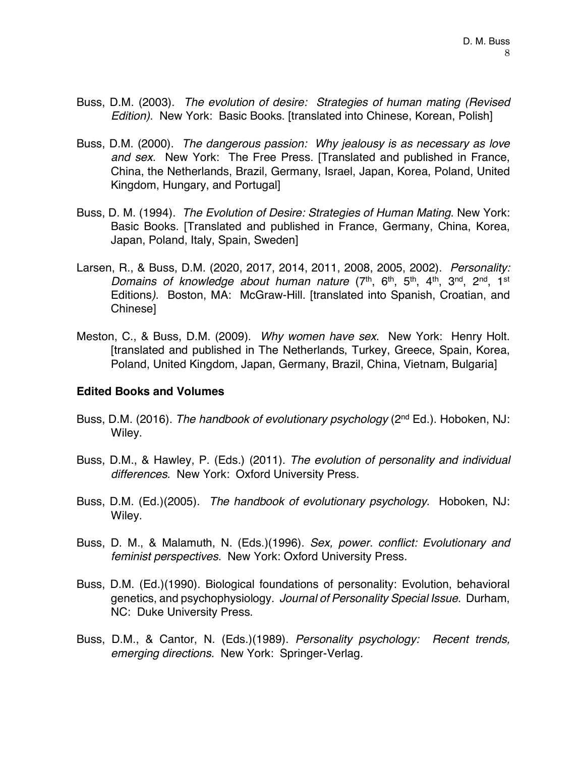Buss, D.M. (2003). *The evolution of desire: Strategies of human mating (Revised Edition)*. New York: Basic Books. [translated into Chinese, Korean, Polish]

Buss, D.M. (2000). *The dangerous passion: Why jealousy is as necessary as love and sex.* New York: The Free Press. [Translated and published in France, China, the Netherlands, Brazil, Germany, Israel, Japan, Korea, Poland, United Kingdom, Hungary, and Portugal]

Buss, D. M. (1994). *The Evolution of Desire: Strategies of Human Mating*. New York: Basic Books. [Translated and published in France, Germany, China, Korea, Japan, Poland, Italy, Spain, Sweden]

Larsen, R., & Buss, D.M. (2020, 2017, 2014, 2011, 2008, 2005, 2002). *Personality: Domains of knowledge about human nature* (7th, 6th, 5th, 4th, 3nd, 2nd, 1st Editions*)*. Boston, MA: McGraw-Hill. [translated into Spanish, Croatian, and Chinese]

Meston, C., & Buss, D.M. (2009). *Why women have sex*. New York: Henry Holt. [translated and published in The Netherlands, Turkey, Greece, Spain, Korea, Poland, United Kingdom, Japan, Germany, Brazil, China, Vietnam, Bulgaria]

**Edited Books and Volumes**

Buss, D.M. (2016). *The handbook of evolutionary psychology* (2nd Ed.). Hoboken, NJ: Wiley.

Buss, D.M., & Hawley, P. (Eds.) (2011). *The evolution of personality and individual differences.* New York: Oxford University Press.

Buss, D.M. (Ed.)(2005). *The handbook of evolutionary psychology*. Hoboken, NJ: Wiley.

Buss, D. M., & Malamuth, N. (Eds.)(1996). *Sex, power. conflict: Evolutionary and feminist perspectives.* New York: Oxford University Press.

Buss, D.M. (Ed.)(1990). Biological foundations of personality: Evolution, behavioral genetics, and psychophysiology. *Journal of Personality Special Issue*. Durham, NC: Duke University Press.

Buss, D.M., & Cantor, N. (Eds.)(1989). *Personality psychology: Recent trends, emerging directions.* New York: Springer-Verlag.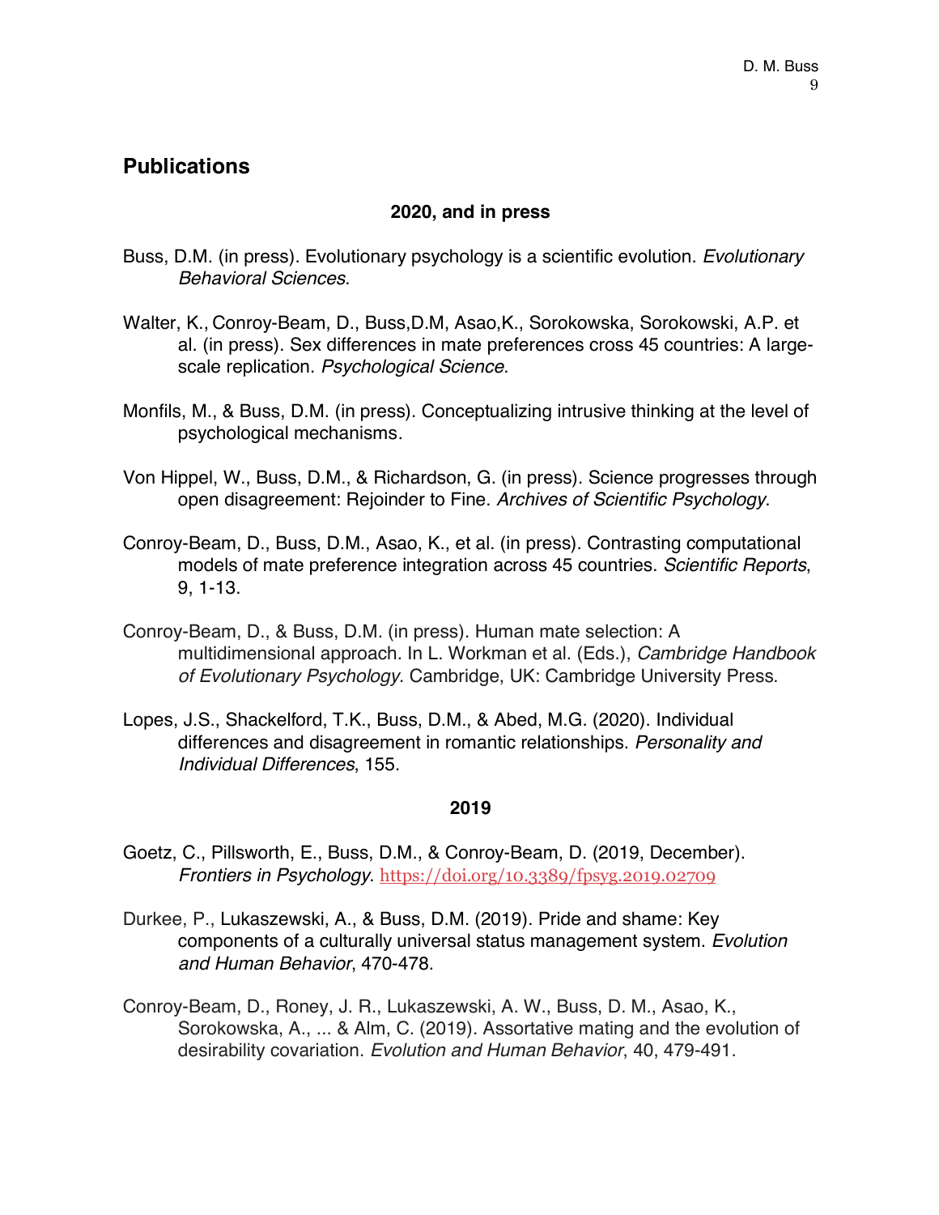## Publications

**2020, and in press**

Buss, D.M. (in press). Evolutionary psychology is a scientific evolution. *Evolutionary Behavioral Sciences*.

Walter, K., Conroy-Beam, D., Buss,D.M, Asao,K., Sorokowska, Sorokowski, A.P. et al. (in press). Sex differences in mate preferences cross 45 countries: A large-scale replication. *Psychological Science*.

Monfils, M., & Buss, D.M. (in press). Conceptualizing intrusive thinking at the level of psychological mechanisms.

Von Hippel, W., Buss, D.M., & Richardson, G. (in press). Science progresses through open disagreement: Rejoinder to Fine. *Archives of Scientific Psychology*.

Conroy-Beam, D., Buss, D.M., Asao, K., et al. (in press). Contrasting computational models of mate preference integration across 45 countries. *Scientific Reports*, 9, 1-13.

Conroy-Beam, D., & Buss, D.M. (in press). Human mate selection: A multidimensional approach. In L. Workman et al. (Eds.), *Cambridge Handbook of Evolutionary Psychology*. Cambridge, UK: Cambridge University Press.

Lopes, J.S., Shackelford, T.K., Buss, D.M., & Abed, M.G. (2020). Individual differences and disagreement in romantic relationships. *Personality and Individual Differences*, 155.

**2019**

Goetz, C., Pillsworth, E., Buss, D.M., & Conroy-Beam, D. (2019, December). *Frontiers in Psychology*. https://doi.org/10.3389/fpsyg.2019.02709

Durkee, P., Lukaszewski, A., & Buss, D.M. (2019). Pride and shame: Key components of a culturally universal status management system. *Evolution and Human Behavior*, 470-478.

Conroy-Beam, D., Roney, J. R., Lukaszewski, A. W., Buss, D. M., Asao, K., Sorokowska, A., ... & Alm, C. (2019). Assortative mating and the evolution of desirability covariation. *Evolution and Human Behavior*, 40, 479-491.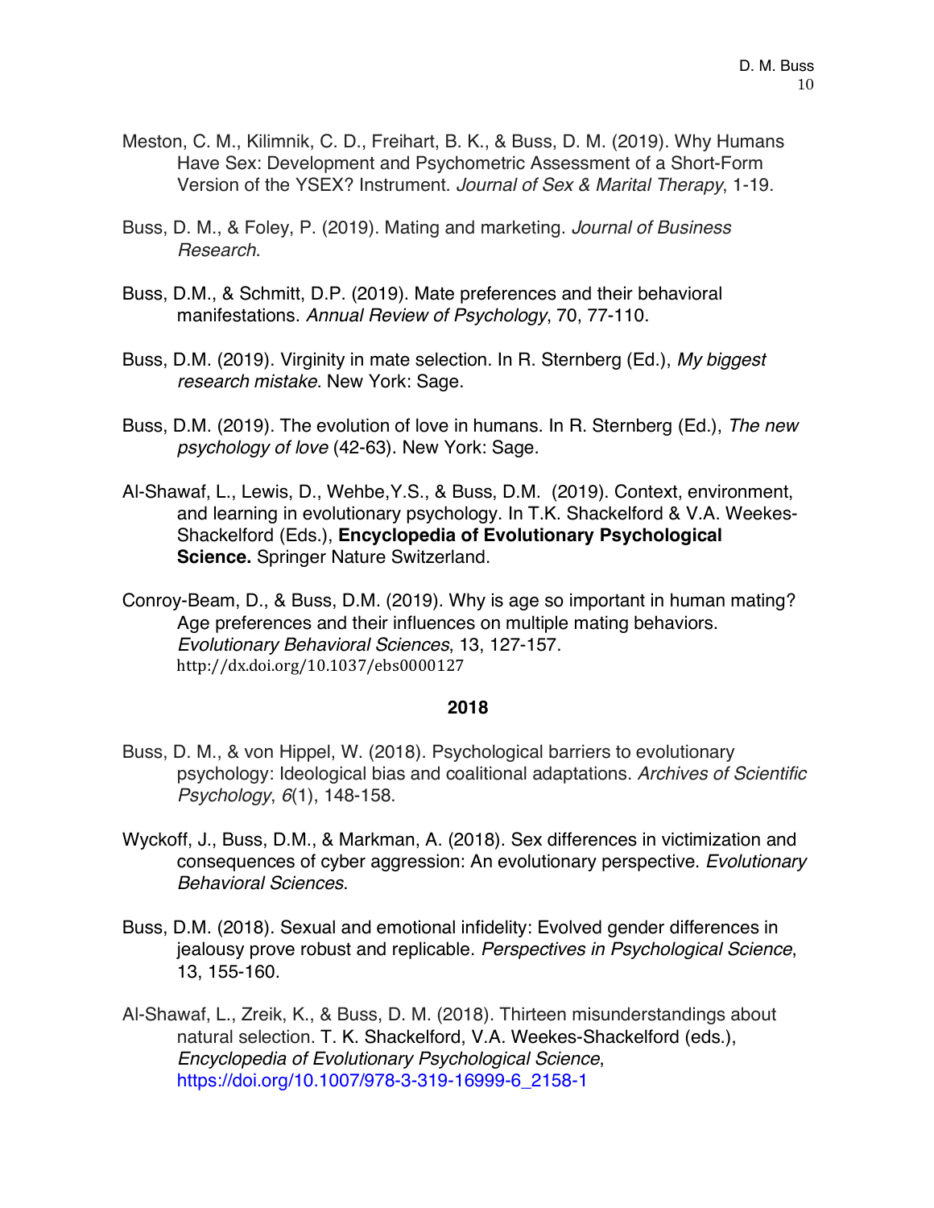Meston, C. M., Kilimnik, C. D., Freihart, B. K., & Buss, D. M. (2019). Why Humans Have Sex: Development and Psychometric Assessment of a Short-Form Version of the YSEX? Instrument. *Journal of Sex & Marital Therapy*, 1-19.

Buss, D. M., & Foley, P. (2019). Mating and marketing. *Journal of Business Research*.

Buss, D.M., & Schmitt, D.P. (2019). Mate preferences and their behavioral manifestations. *Annual Review of Psychology*, 70, 77-110.

Buss, D.M. (2019). Virginity in mate selection. In R. Sternberg (Ed.), *My biggest research mistake*. New York: Sage.

Buss, D.M. (2019). The evolution of love in humans. In R. Sternberg (Ed.), *The new psychology of love* (42-63). New York: Sage.

Al-Shawaf, L., Lewis, D., Wehbe,Y.S., & Buss, D.M. (2019). Context, environment, and learning in evolutionary psychology. In T.K. Shackelford & V.A. Weekes-Shackelford (Eds.), **Encyclopedia of Evolutionary Psychological Science.** Springer Nature Switzerland.

Conroy-Beam, D., & Buss, D.M. (2019). Why is age so important in human mating? Age preferences and their influences on multiple mating behaviors. *Evolutionary Behavioral Sciences*, 13, 127-157. http://dx.doi.org/10.1037/ebs0000127

**2018**

Buss, D. M., & von Hippel, W. (2018). Psychological barriers to evolutionary psychology: Ideological bias and coalitional adaptations. *Archives of Scientific Psychology*, *6*(1), 148-158.

Wyckoff, J., Buss, D.M., & Markman, A. (2018). Sex differences in victimization and consequences of cyber aggression: An evolutionary perspective. *Evolutionary Behavioral Sciences*.

Buss, D.M. (2018). Sexual and emotional infidelity: Evolved gender differences in jealousy prove robust and replicable. *Perspectives in Psychological Science*, 13, 155-160.

Al-Shawaf, L., Zreik, K., & Buss, D. M. (2018). Thirteen misunderstandings about natural selection. T. K. Shackelford, V.A. Weekes-Shackelford (eds.), *Encyclopedia of Evolutionary Psychological Science*, https://doi.org/10.1007/978-3-319-16999-6_2158-1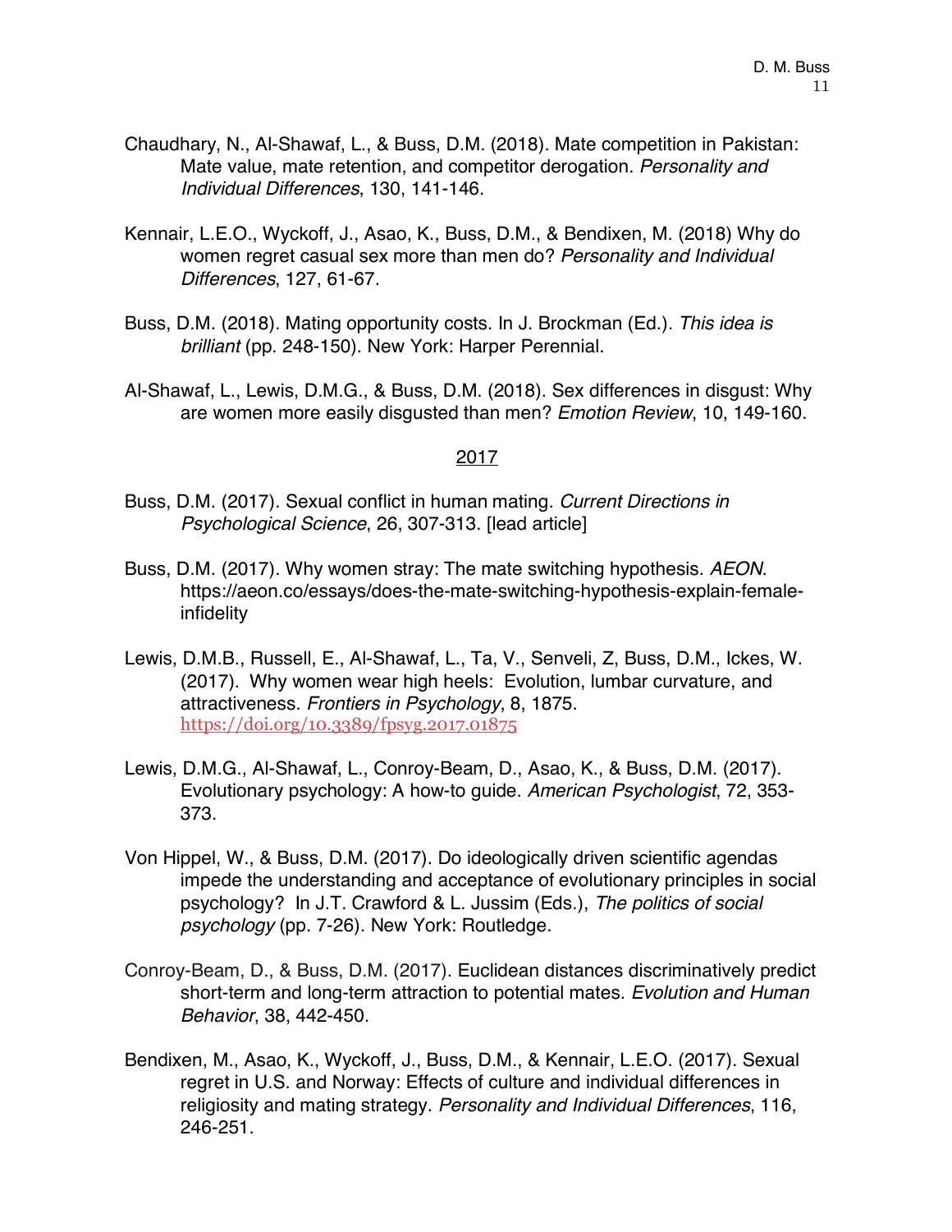Chaudhary, N., Al-Shawaf, L., & Buss, D.M. (2018). Mate competition in Pakistan: Mate value, mate retention, and competitor derogation. *Personality and Individual Differences*, 130, 141-146.

Kennair, L.E.O., Wyckoff, J., Asao, K., Buss, D.M., & Bendixen, M. (2018) Why do women regret casual sex more than men do? *Personality and Individual Differences*, 127, 61-67.

Buss, D.M. (2018). Mating opportunity costs. In J. Brockman (Ed.). *This idea is brilliant* (pp. 248-150). New York: Harper Perennial.

Al-Shawaf, L., Lewis, D.M.G., & Buss, D.M. (2018). Sex differences in disgust: Why are women more easily disgusted than men? *Emotion Review*, 10, 149-160.

## 2017

Buss, D.M. (2017). Sexual conflict in human mating. *Current Directions in Psychological Science*, 26, 307-313. [lead article]

Buss, D.M. (2017). Why women stray: The mate switching hypothesis. *AEON*. https://aeon.co/essays/does-the-mate-switching-hypothesis-explain-female-infidelity

Lewis, D.M.B., Russell, E., Al-Shawaf, L., Ta, V., Senveli, Z, Buss, D.M., Ickes, W. (2017). Why women wear high heels: Evolution, lumbar curvature, and attractiveness. *Frontiers in Psychology*, 8, 1875. https://doi.org/10.3389/fpsyg.2017.01875

Lewis, D.M.G., Al-Shawaf, L., Conroy-Beam, D., Asao, K., & Buss, D.M. (2017). Evolutionary psychology: A how-to guide. *American Psychologist*, 72, 353-373.

Von Hippel, W., & Buss, D.M. (2017). Do ideologically driven scientific agendas impede the understanding and acceptance of evolutionary principles in social psychology? In J.T. Crawford & L. Jussim (Eds.), *The politics of social psychology* (pp. 7-26). New York: Routledge.

Conroy-Beam, D., & Buss, D.M. (2017). Euclidean distances discriminatively predict short-term and long-term attraction to potential mates. *Evolution and Human Behavior*, 38, 442-450.

Bendixen, M., Asao, K., Wyckoff, J., Buss, D.M., & Kennair, L.E.O. (2017). Sexual regret in U.S. and Norway: Effects of culture and individual differences in religiosity and mating strategy. *Personality and Individual Differences*, 116, 246-251.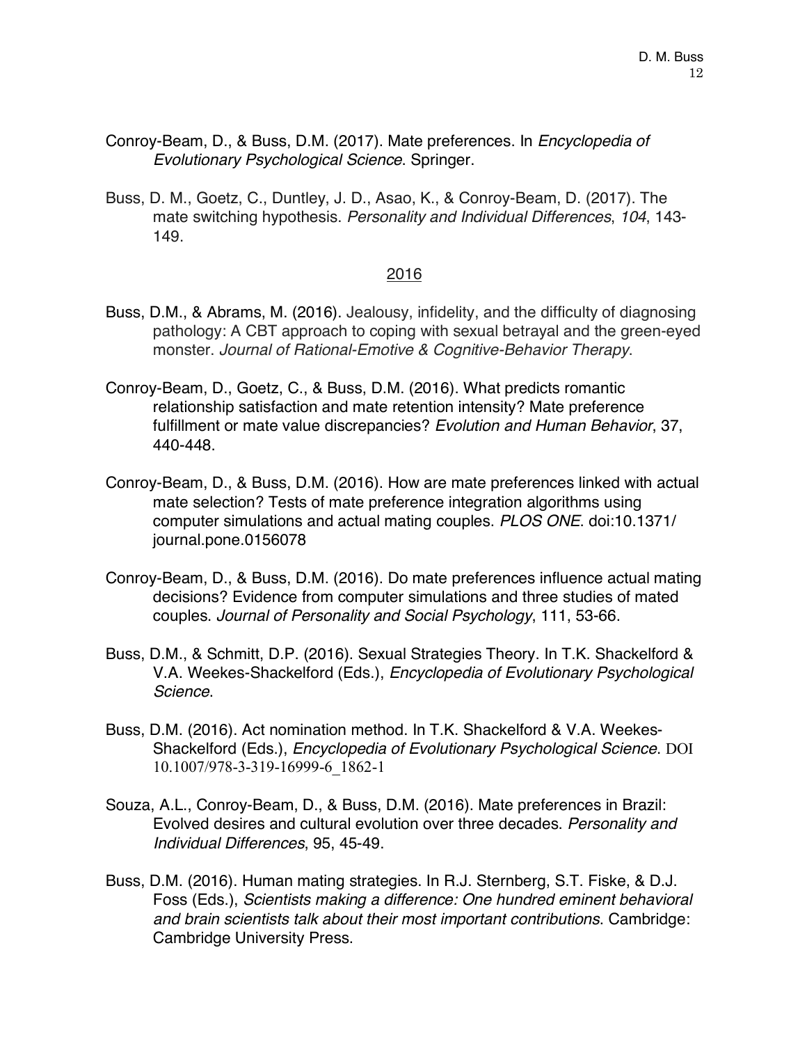Conroy-Beam, D., & Buss, D.M. (2017). Mate preferences. In *Encyclopedia of Evolutionary Psychological Science*. Springer.

Buss, D. M., Goetz, C., Duntley, J. D., Asao, K., & Conroy-Beam, D. (2017). The mate switching hypothesis. *Personality and Individual Differences*, *104*, 143-149.

<u>2016</u>

Buss, D.M., & Abrams, M. (2016). Jealousy, infidelity, and the difficulty of diagnosing pathology: A CBT approach to coping with sexual betrayal and the green-eyed monster. *Journal of Rational-Emotive & Cognitive-Behavior Therapy*.

Conroy-Beam, D., Goetz, C., & Buss, D.M. (2016). What predicts romantic relationship satisfaction and mate retention intensity? Mate preference fulfillment or mate value discrepancies? *Evolution and Human Behavior*, 37, 440-448.

Conroy-Beam, D., & Buss, D.M. (2016). How are mate preferences linked with actual mate selection? Tests of mate preference integration algorithms using computer simulations and actual mating couples. *PLOS ONE*. doi:10.1371/journal.pone.0156078

Conroy-Beam, D., & Buss, D.M. (2016). Do mate preferences influence actual mating decisions? Evidence from computer simulations and three studies of mated couples. *Journal of Personality and Social Psychology*, 111, 53-66.

Buss, D.M., & Schmitt, D.P. (2016). Sexual Strategies Theory. In T.K. Shackelford & V.A. Weekes-Shackelford (Eds.), *Encyclopedia of Evolutionary Psychological Science*.

Buss, D.M. (2016). Act nomination method. In T.K. Shackelford & V.A. Weekes-Shackelford (Eds.), *Encyclopedia of Evolutionary Psychological Science*. DOI 10.1007/978-3-319-16999-6_1862-1

Souza, A.L., Conroy-Beam, D., & Buss, D.M. (2016). Mate preferences in Brazil: Evolved desires and cultural evolution over three decades. *Personality and Individual Differences*, 95, 45-49.

Buss, D.M. (2016). Human mating strategies. In R.J. Sternberg, S.T. Fiske, & D.J. Foss (Eds.), *Scientists making a difference: One hundred eminent behavioral and brain scientists talk about their most important contributions*. Cambridge: Cambridge University Press.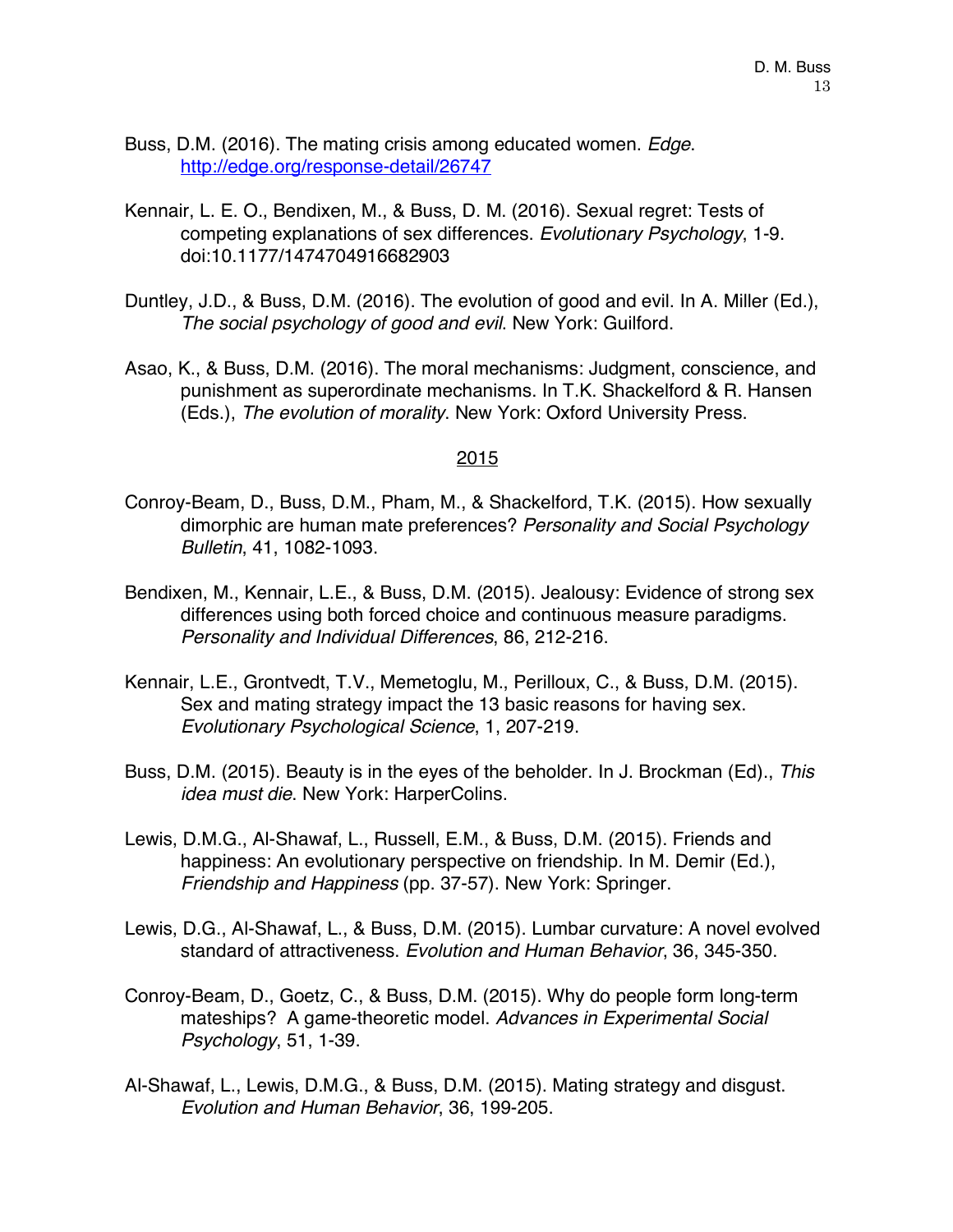Buss, D.M. (2016). The mating crisis among educated women. *Edge*. http://edge.org/response-detail/26747

Kennair, L. E. O., Bendixen, M., & Buss, D. M. (2016). Sexual regret: Tests of competing explanations of sex differences. *Evolutionary Psychology*, 1-9. doi:10.1177/1474704916682903

Duntley, J.D., & Buss, D.M. (2016). The evolution of good and evil. In A. Miller (Ed.), *The social psychology of good and evil*. New York: Guilford.

Asao, K., & Buss, D.M. (2016). The moral mechanisms: Judgment, conscience, and punishment as superordinate mechanisms. In T.K. Shackelford & R. Hansen (Eds.), *The evolution of morality*. New York: Oxford University Press.

## 2015

Conroy-Beam, D., Buss, D.M., Pham, M., & Shackelford, T.K. (2015). How sexually dimorphic are human mate preferences? *Personality and Social Psychology Bulletin*, 41, 1082-1093.

Bendixen, M., Kennair, L.E., & Buss, D.M. (2015). Jealousy: Evidence of strong sex differences using both forced choice and continuous measure paradigms. *Personality and Individual Differences*, 86, 212-216.

Kennair, L.E., Grontvedt, T.V., Memetoglu, M., Perilloux, C., & Buss, D.M. (2015). Sex and mating strategy impact the 13 basic reasons for having sex. *Evolutionary Psychological Science*, 1, 207-219.

Buss, D.M. (2015). Beauty is in the eyes of the beholder. In J. Brockman (Ed)., *This idea must die*. New York: HarperColins.

Lewis, D.M.G., Al-Shawaf, L., Russell, E.M., & Buss, D.M. (2015). Friends and happiness: An evolutionary perspective on friendship. In M. Demir (Ed.), *Friendship and Happiness* (pp. 37-57). New York: Springer.

Lewis, D.G., Al-Shawaf, L., & Buss, D.M. (2015). Lumbar curvature: A novel evolved standard of attractiveness. *Evolution and Human Behavior*, 36, 345-350.

Conroy-Beam, D., Goetz, C., & Buss, D.M. (2015). Why do people form long-term mateships? A game-theoretic model. *Advances in Experimental Social Psychology*, 51, 1-39.

Al-Shawaf, L., Lewis, D.M.G., & Buss, D.M. (2015). Mating strategy and disgust. *Evolution and Human Behavior*, 36, 199-205.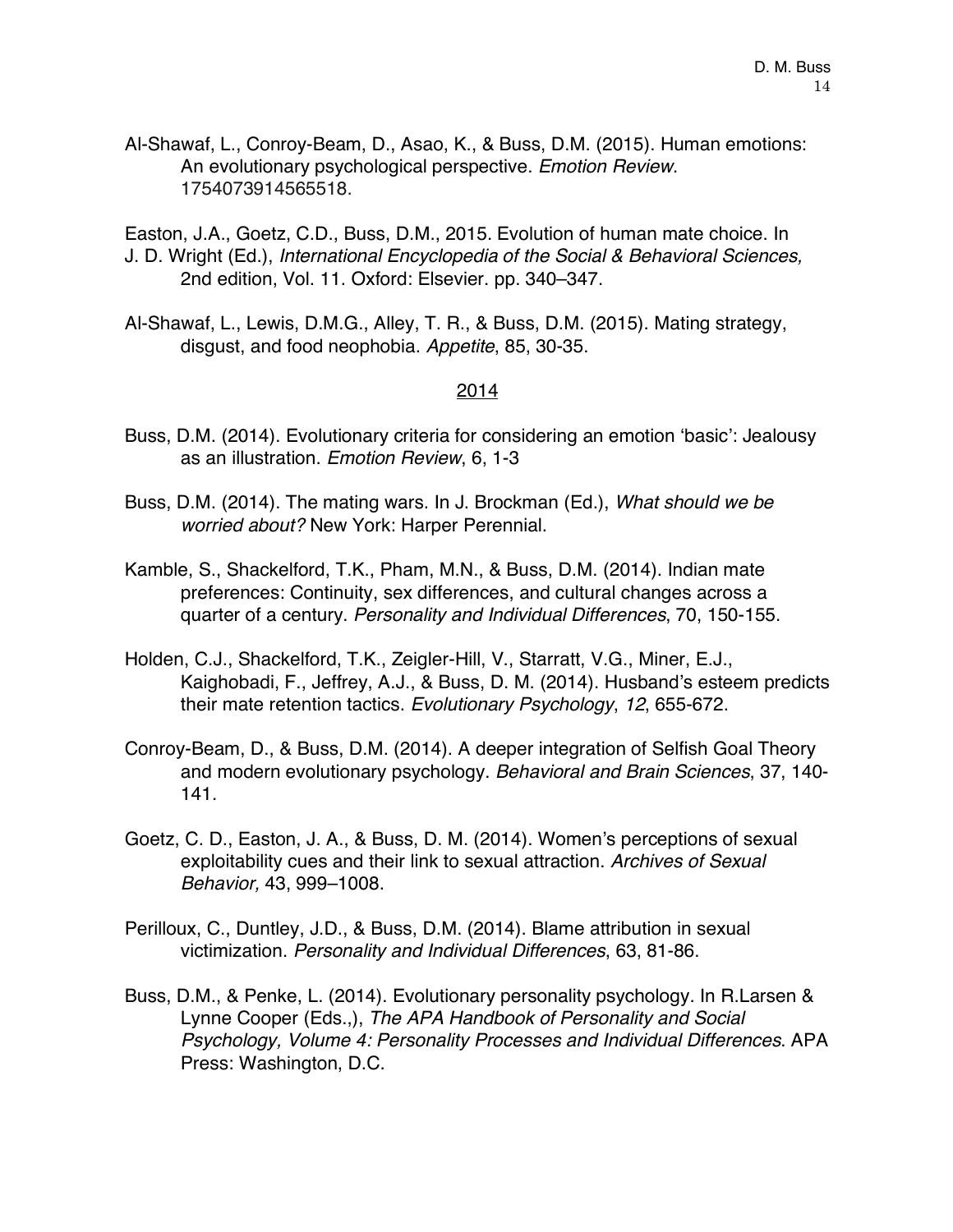Al-Shawaf, L., Conroy-Beam, D., Asao, K., & Buss, D.M. (2015). Human emotions: An evolutionary psychological perspective. *Emotion Review*. 1754073914565518.

Easton, J.A., Goetz, C.D., Buss, D.M., 2015. Evolution of human mate choice. In J. D. Wright (Ed.), *International Encyclopedia of the Social & Behavioral Sciences,* 2nd edition, Vol. 11. Oxford: Elsevier. pp. 340–347.

Al-Shawaf, L., Lewis, D.M.G., Alley, T. R., & Buss, D.M. (2015). Mating strategy, disgust, and food neophobia. *Appetite*, 85, 30-35.

2014

Buss, D.M. (2014). Evolutionary criteria for considering an emotion 'basic': Jealousy as an illustration. *Emotion Review*, 6, 1-3

Buss, D.M. (2014). The mating wars. In J. Brockman (Ed.), *What should we be worried about?* New York: Harper Perennial.

Kamble, S., Shackelford, T.K., Pham, M.N., & Buss, D.M. (2014). Indian mate preferences: Continuity, sex differences, and cultural changes across a quarter of a century. *Personality and Individual Differences*, 70, 150-155.

Holden, C.J., Shackelford, T.K., Zeigler-Hill, V., Starratt, V.G., Miner, E.J., Kaighobadi, F., Jeffrey, A.J., & Buss, D. M. (2014). Husband's esteem predicts their mate retention tactics. *Evolutionary Psychology*, *12*, 655-672.

Conroy-Beam, D., & Buss, D.M. (2014). A deeper integration of Selfish Goal Theory and modern evolutionary psychology. *Behavioral and Brain Sciences*, 37, 140-141.

Goetz, C. D., Easton, J. A., & Buss, D. M. (2014). Women's perceptions of sexual exploitability cues and their link to sexual attraction. *Archives of Sexual Behavior,* 43, 999–1008.

Perilloux, C., Duntley, J.D., & Buss, D.M. (2014). Blame attribution in sexual victimization. *Personality and Individual Differences*, 63, 81-86.

Buss, D.M., & Penke, L. (2014). Evolutionary personality psychology. In R.Larsen & Lynne Cooper (Eds.,), *The APA Handbook of Personality and Social Psychology, Volume 4: Personality Processes and Individual Differences*. APA Press: Washington, D.C.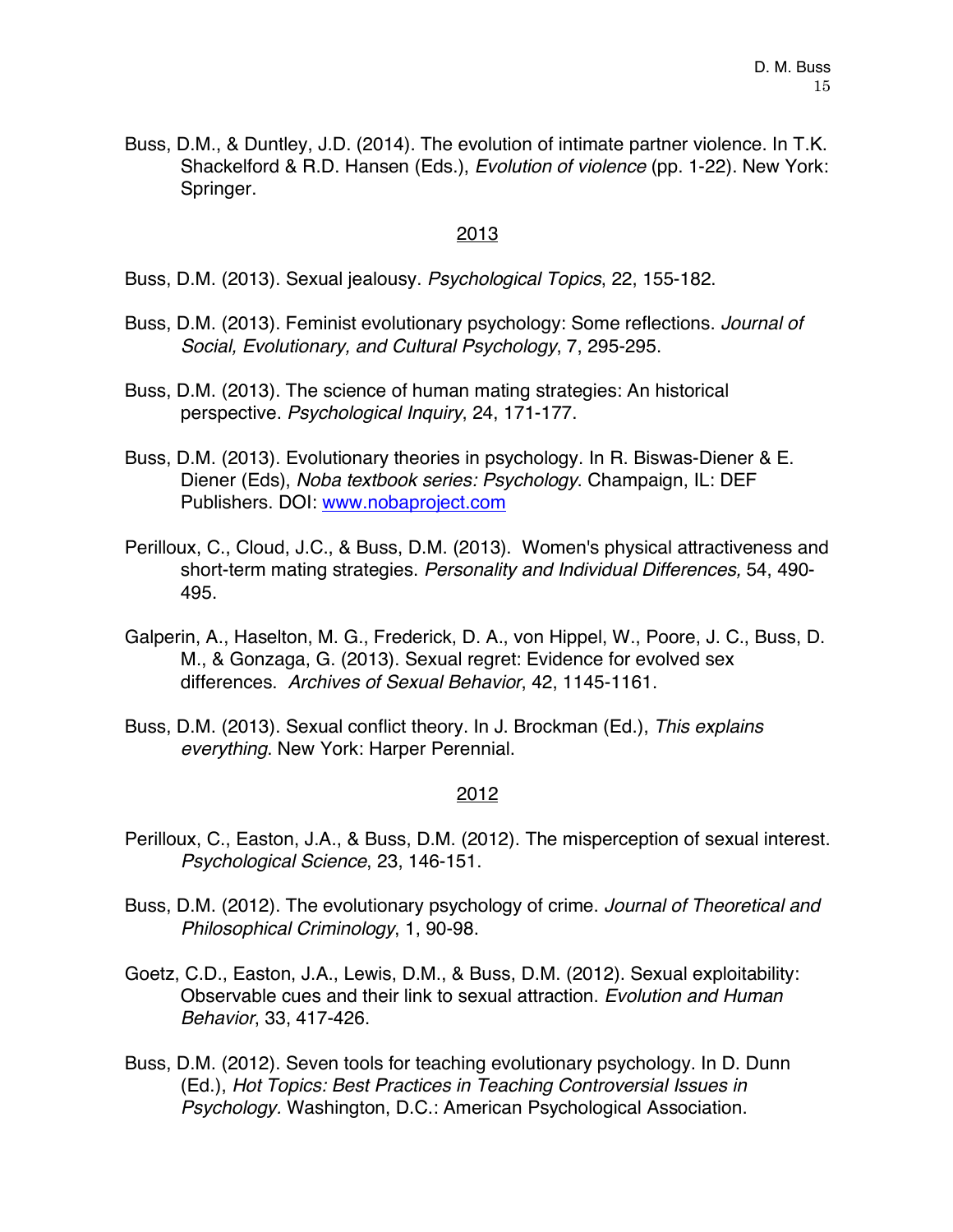Buss, D.M., & Duntley, J.D. (2014). The evolution of intimate partner violence. In T.K. Shackelford & R.D. Hansen (Eds.), *Evolution of violence* (pp. 1-22). New York: Springer.

## 2013

Buss, D.M. (2013). Sexual jealousy. *Psychological Topics*, 22, 155-182.

Buss, D.M. (2013). Feminist evolutionary psychology: Some reflections. *Journal of Social, Evolutionary, and Cultural Psychology*, 7, 295-295.

Buss, D.M. (2013). The science of human mating strategies: An historical perspective. *Psychological Inquiry*, 24, 171-177.

Buss, D.M. (2013). Evolutionary theories in psychology. In R. Biswas-Diener & E. Diener (Eds), *Noba textbook series: Psychology*. Champaign, IL: DEF Publishers. DOI: www.nobaproject.com

Perilloux, C., Cloud, J.C., & Buss, D.M. (2013). Women's physical attractiveness and short-term mating strategies. *Personality and Individual Differences,* 54, 490-495.

Galperin, A., Haselton, M. G., Frederick, D. A., von Hippel, W., Poore, J. C., Buss, D. M., & Gonzaga, G. (2013). Sexual regret: Evidence for evolved sex differences. *Archives of Sexual Behavior*, 42, 1145-1161.

Buss, D.M. (2013). Sexual conflict theory. In J. Brockman (Ed.), *This explains everything*. New York: Harper Perennial.

## 2012

Perilloux, C., Easton, J.A., & Buss, D.M. (2012). The misperception of sexual interest. *Psychological Science*, 23, 146-151.

Buss, D.M. (2012). The evolutionary psychology of crime. *Journal of Theoretical and Philosophical Criminology*, 1, 90-98.

Goetz, C.D., Easton, J.A., Lewis, D.M., & Buss, D.M. (2012). Sexual exploitability: Observable cues and their link to sexual attraction. *Evolution and Human Behavior*, 33, 417-426.

Buss, D.M. (2012). Seven tools for teaching evolutionary psychology. In D. Dunn (Ed.), *Hot Topics: Best Practices in Teaching Controversial Issues in Psychology.* Washington, D.C.: American Psychological Association.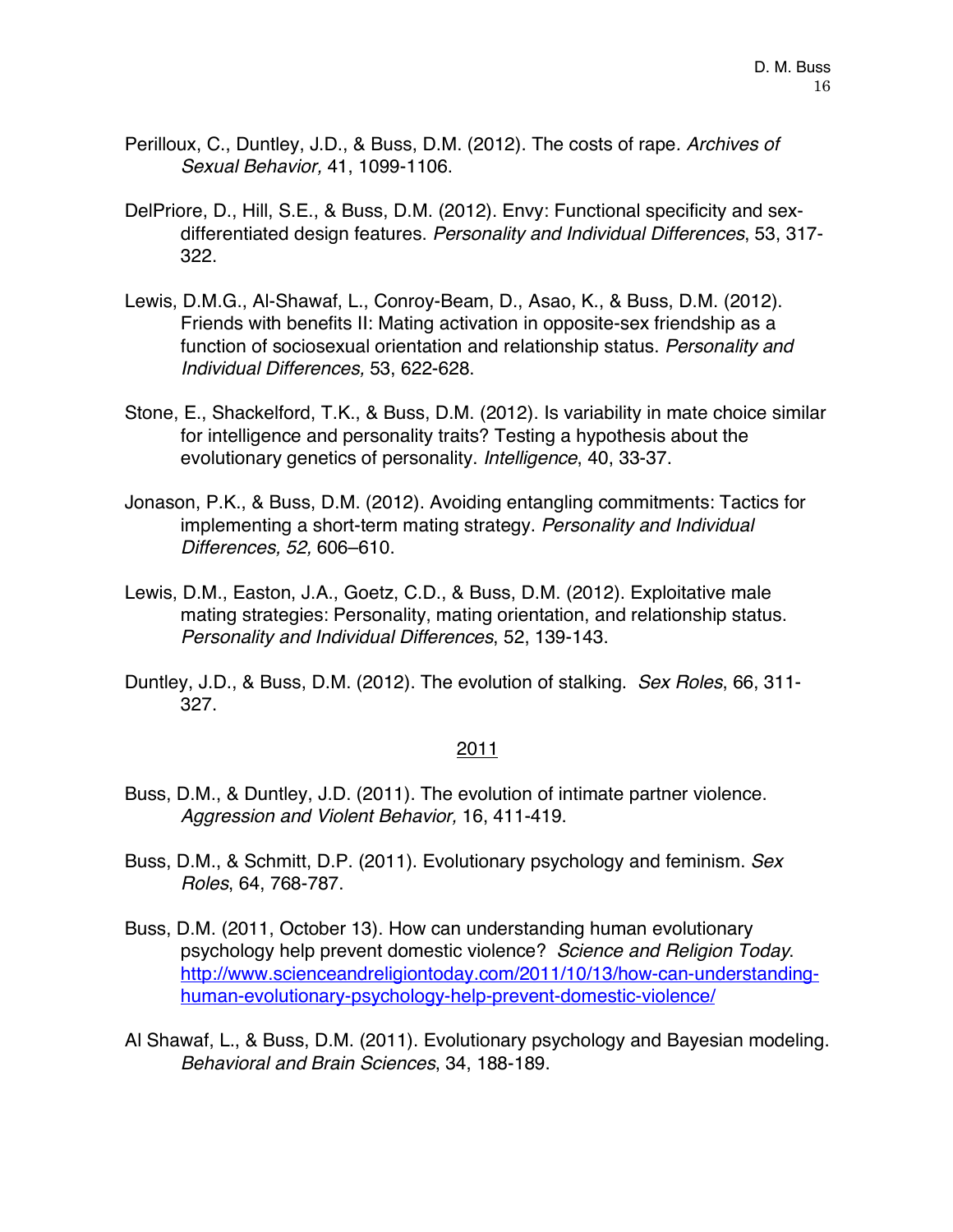Perilloux, C., Duntley, J.D., & Buss, D.M. (2012). The costs of rape. *Archives of Sexual Behavior,* 41, 1099-1106.

DelPriore, D., Hill, S.E., & Buss, D.M. (2012). Envy: Functional specificity and sex-differentiated design features. *Personality and Individual Differences*, 53, 317-322.

Lewis, D.M.G., Al-Shawaf, L., Conroy-Beam, D., Asao, K., & Buss, D.M. (2012). Friends with benefits II: Mating activation in opposite-sex friendship as a function of sociosexual orientation and relationship status. *Personality and Individual Differences,* 53, 622-628.

Stone, E., Shackelford, T.K., & Buss, D.M. (2012). Is variability in mate choice similar for intelligence and personality traits? Testing a hypothesis about the evolutionary genetics of personality. *Intelligence*, 40, 33-37.

Jonason, P.K., & Buss, D.M. (2012). Avoiding entangling commitments: Tactics for implementing a short-term mating strategy. *Personality and Individual Differences, 52,* 606–610.

Lewis, D.M., Easton, J.A., Goetz, C.D., & Buss, D.M. (2012). Exploitative male mating strategies: Personality, mating orientation, and relationship status. *Personality and Individual Differences*, 52, 139-143.

Duntley, J.D., & Buss, D.M. (2012). The evolution of stalking. *Sex Roles*, 66, 311-327.

## 2011

Buss, D.M., & Duntley, J.D. (2011). The evolution of intimate partner violence. *Aggression and Violent Behavior,* 16, 411-419.

Buss, D.M., & Schmitt, D.P. (2011). Evolutionary psychology and feminism. *Sex Roles*, 64, 768-787.

Buss, D.M. (2011, October 13). How can understanding human evolutionary psychology help prevent domestic violence? *Science and Religion Today*. [http://www.scienceandreligiontoday.com/2011/10/13/how-can-understanding-human-evolutionary-psychology-help-prevent-domestic-violence/](http://www.scienceandreligiontoday.com/2011/10/13/how-can-understanding-human-evolutionary-psychology-help-prevent-domestic-violence/)

Al Shawaf, L., & Buss, D.M. (2011). Evolutionary psychology and Bayesian modeling. *Behavioral and Brain Sciences*, 34, 188-189.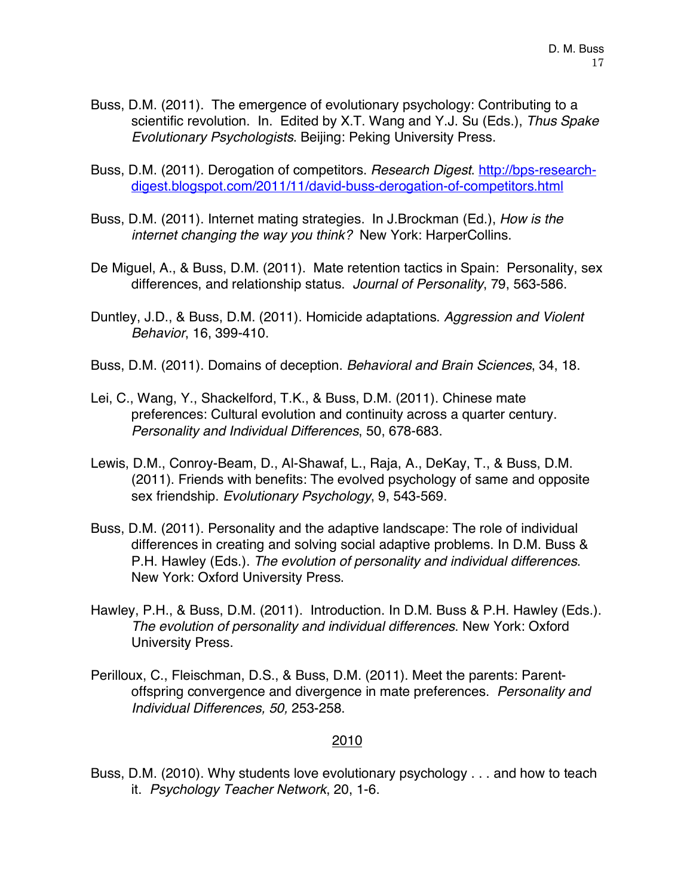Buss, D.M. (2011). The emergence of evolutionary psychology: Contributing to a scientific revolution. In. Edited by X.T. Wang and Y.J. Su (Eds.), *Thus Spake Evolutionary Psychologists*. Beijing: Peking University Press.

Buss, D.M. (2011). Derogation of competitors. *Research Digest*. [http://bps-research-digest.blogspot.com/2011/11/david-buss-derogation-of-competitors.html](http://bps-research-digest.blogspot.com/2011/11/david-buss-derogation-of-competitors.html)

Buss, D.M. (2011). Internet mating strategies. In J.Brockman (Ed.), *How is the internet changing the way you think?* New York: HarperCollins.

De Miguel, A., & Buss, D.M. (2011). Mate retention tactics in Spain: Personality, sex differences, and relationship status. *Journal of Personality*, 79, 563-586.

Duntley, J.D., & Buss, D.M. (2011). Homicide adaptations. *Aggression and Violent Behavior*, 16, 399-410.

Buss, D.M. (2011). Domains of deception. *Behavioral and Brain Sciences*, 34, 18.

Lei, C., Wang, Y., Shackelford, T.K., & Buss, D.M. (2011). Chinese mate preferences: Cultural evolution and continuity across a quarter century. *Personality and Individual Differences*, 50, 678-683.

Lewis, D.M., Conroy-Beam, D., Al-Shawaf, L., Raja, A., DeKay, T., & Buss, D.M. (2011). Friends with benefits: The evolved psychology of same and opposite sex friendship. *Evolutionary Psychology*, 9, 543-569.

Buss, D.M. (2011). Personality and the adaptive landscape: The role of individual differences in creating and solving social adaptive problems. In D.M. Buss & P.H. Hawley (Eds.). *The evolution of personality and individual differences*. New York: Oxford University Press.

Hawley, P.H., & Buss, D.M. (2011). Introduction. In D.M. Buss & P.H. Hawley (Eds.). *The evolution of personality and individual differences*. New York: Oxford University Press.

Perilloux, C., Fleischman, D.S., & Buss, D.M. (2011). Meet the parents: Parent-offspring convergence and divergence in mate preferences. *Personality and Individual Differences, 50,* 253-258.

## 2010

Buss, D.M. (2010). Why students love evolutionary psychology . . . and how to teach it. *Psychology Teacher Network*, 20, 1-6.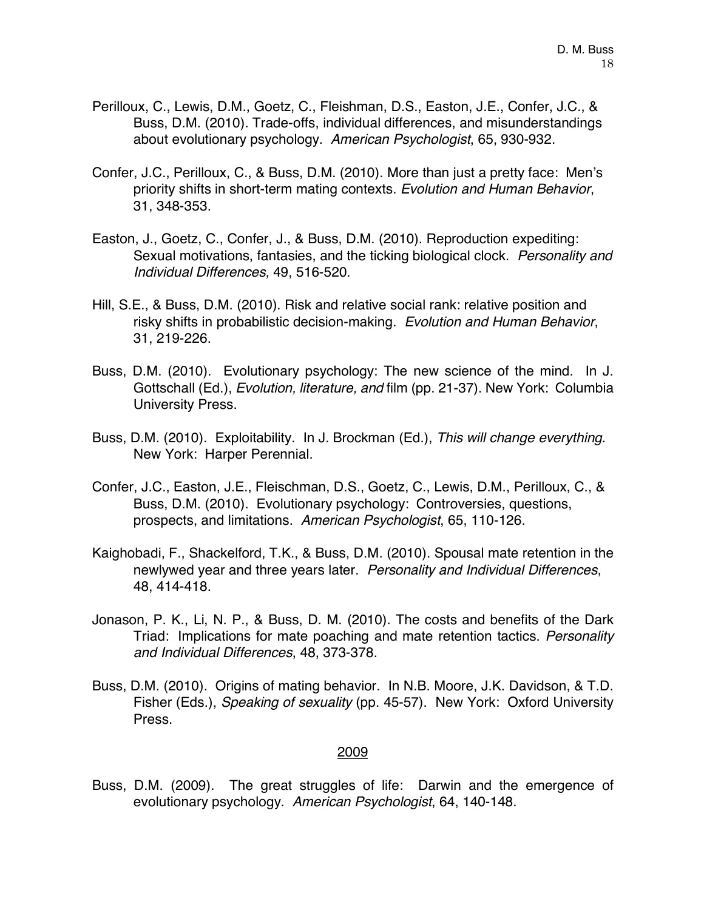Perilloux, C., Lewis, D.M., Goetz, C., Fleishman, D.S., Easton, J.E., Confer, J.C., & Buss, D.M. (2010). Trade-offs, individual differences, and misunderstandings about evolutionary psychology. *American Psychologist*, 65, 930-932.

Confer, J.C., Perilloux, C., & Buss, D.M. (2010). More than just a pretty face: Men's priority shifts in short-term mating contexts. *Evolution and Human Behavior*, 31, 348-353.

Easton, J., Goetz, C., Confer, J., & Buss, D.M. (2010). Reproduction expediting: Sexual motivations, fantasies, and the ticking biological clock. *Personality and Individual Differences,* 49, 516-520.

Hill, S.E., & Buss, D.M. (2010). Risk and relative social rank: relative position and risky shifts in probabilistic decision-making. *Evolution and Human Behavior*, 31, 219-226.

Buss, D.M. (2010). Evolutionary psychology: The new science of the mind. In J. Gottschall (Ed.), *Evolution, literature, and* film (pp. 21-37). New York: Columbia University Press.

Buss, D.M. (2010). Exploitability. In J. Brockman (Ed.), *This will change everything*. New York: Harper Perennial.

Confer, J.C., Easton, J.E., Fleischman, D.S., Goetz, C., Lewis, D.M., Perilloux, C., & Buss, D.M. (2010). Evolutionary psychology: Controversies, questions, prospects, and limitations. *American Psychologist*, 65, 110-126.

Kaighobadi, F., Shackelford, T.K., & Buss, D.M. (2010). Spousal mate retention in the newlywed year and three years later. *Personality and Individual Differences*, 48, 414-418.

Jonason, P. K., Li, N. P., & Buss, D. M. (2010). The costs and benefits of the Dark Triad: Implications for mate poaching and mate retention tactics. *Personality and Individual Differences*, 48, 373-378.

Buss, D.M. (2010). Origins of mating behavior. In N.B. Moore, J.K. Davidson, & T.D. Fisher (Eds.), *Speaking of sexuality* (pp. 45-57). New York: Oxford University Press.

## 2009

Buss, D.M. (2009). The great struggles of life: Darwin and the emergence of evolutionary psychology. *American Psychologist*, 64, 140-148.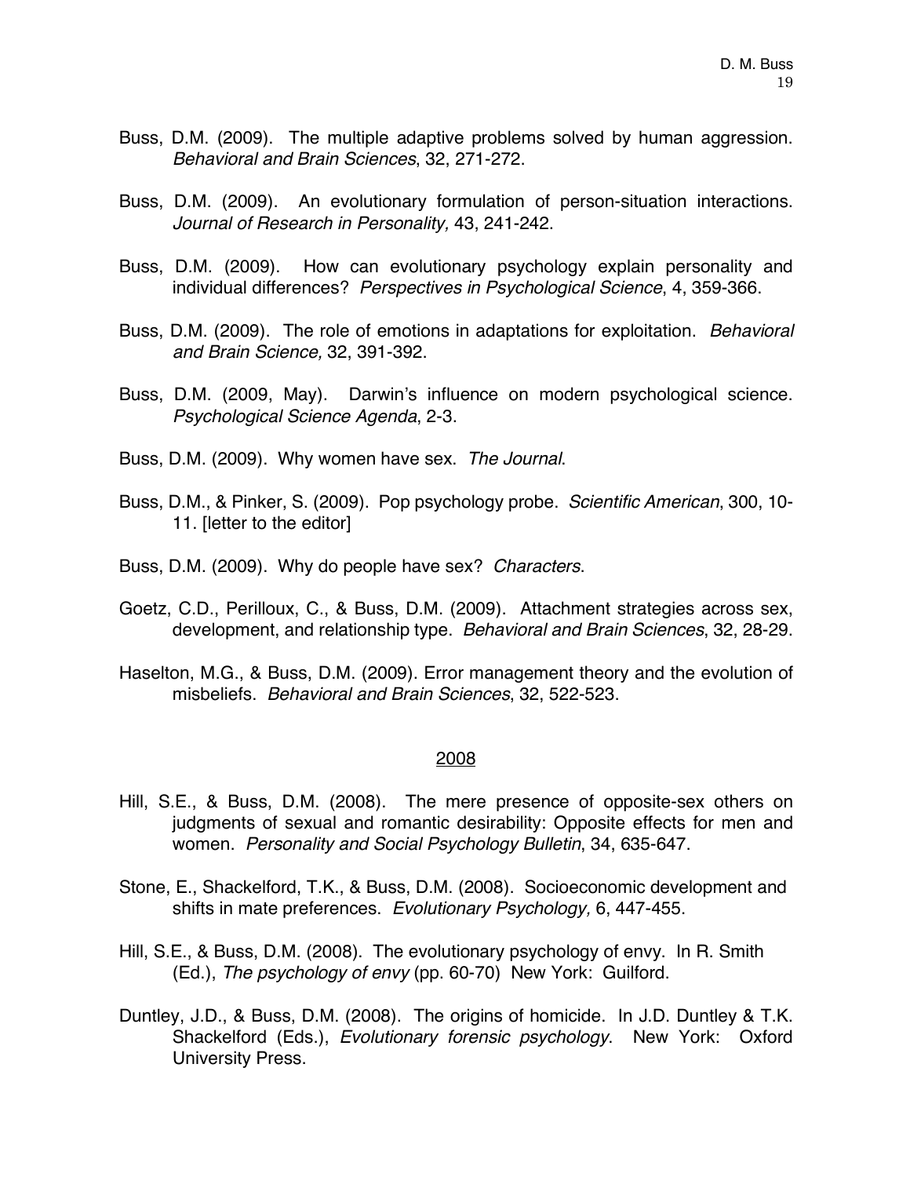Buss, D.M. (2009). The multiple adaptive problems solved by human aggression. *Behavioral and Brain Sciences*, 32, 271-272.

Buss, D.M. (2009). An evolutionary formulation of person-situation interactions. *Journal of Research in Personality,* 43, 241-242.

Buss, D.M. (2009). How can evolutionary psychology explain personality and individual differences? *Perspectives in Psychological Science*, 4, 359-366.

Buss, D.M. (2009). The role of emotions in adaptations for exploitation. *Behavioral and Brain Science,* 32, 391-392.

Buss, D.M. (2009, May). Darwin's influence on modern psychological science. *Psychological Science Agenda*, 2-3.

Buss, D.M. (2009). Why women have sex. *The Journal*.

Buss, D.M., & Pinker, S. (2009). Pop psychology probe. *Scientific American*, 300, 10-11. [letter to the editor]

Buss, D.M. (2009). Why do people have sex? *Characters*.

Goetz, C.D., Perilloux, C., & Buss, D.M. (2009). Attachment strategies across sex, development, and relationship type. *Behavioral and Brain Sciences*, 32, 28-29.

Haselton, M.G., & Buss, D.M. (2009). Error management theory and the evolution of misbeliefs. *Behavioral and Brain Sciences*, 32, 522-523.

## 2008

Hill, S.E., & Buss, D.M. (2008). The mere presence of opposite-sex others on judgments of sexual and romantic desirability: Opposite effects for men and women. *Personality and Social Psychology Bulletin*, 34, 635-647.

Stone, E., Shackelford, T.K., & Buss, D.M. (2008). Socioeconomic development and shifts in mate preferences. *Evolutionary Psychology,* 6, 447-455.

Hill, S.E., & Buss, D.M. (2008). The evolutionary psychology of envy. In R. Smith (Ed.), *The psychology of envy* (pp. 60-70) New York: Guilford.

Duntley, J.D., & Buss, D.M. (2008). The origins of homicide. In J.D. Duntley & T.K. Shackelford (Eds.), *Evolutionary forensic psychology*. New York: Oxford University Press.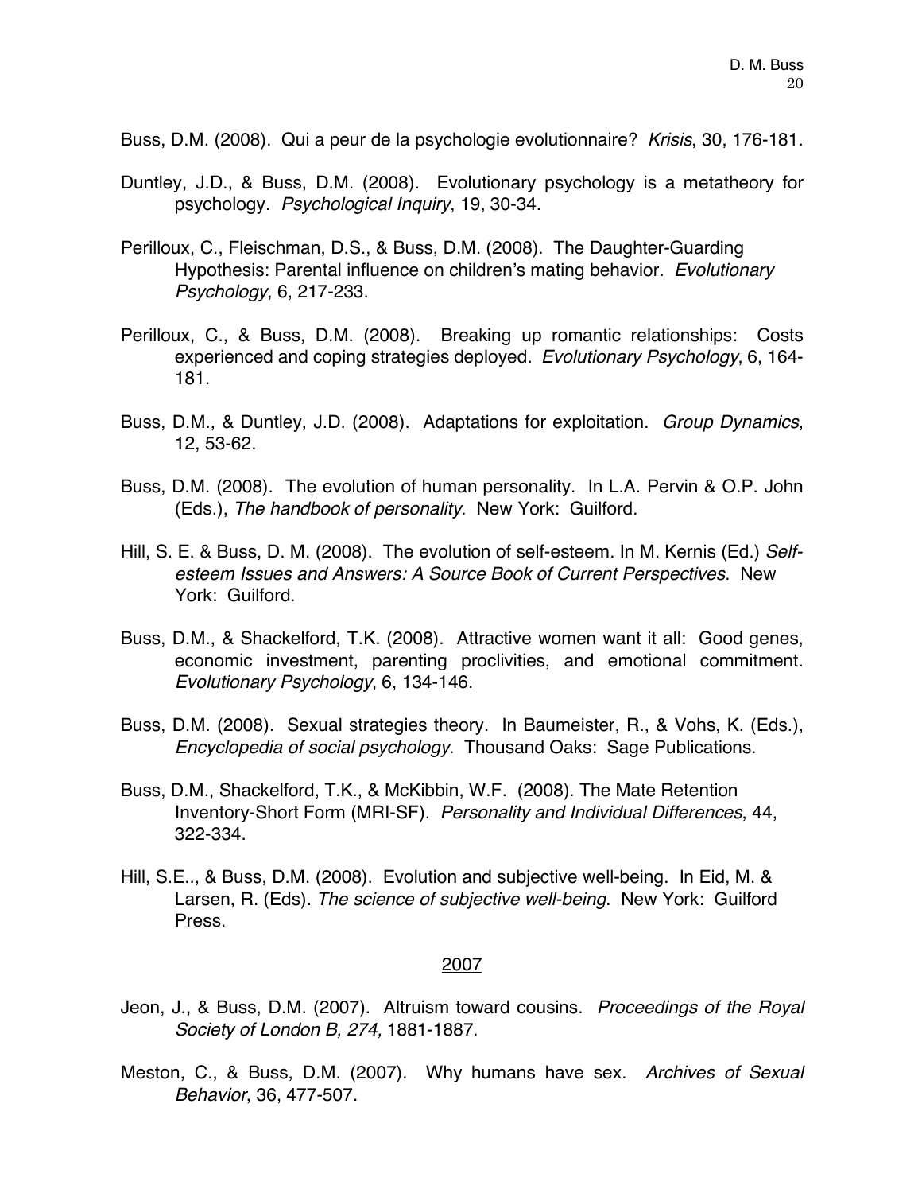Buss, D.M. (2008). Qui a peur de la psychologie evolutionnaire? *Krisis*, 30, 176-181.

Duntley, J.D., & Buss, D.M. (2008). Evolutionary psychology is a metatheory for psychology. *Psychological Inquiry*, 19, 30-34.

Perilloux, C., Fleischman, D.S., & Buss, D.M. (2008). The Daughter-Guarding Hypothesis: Parental influence on children's mating behavior. *Evolutionary Psychology*, 6, 217-233.

Perilloux, C., & Buss, D.M. (2008). Breaking up romantic relationships: Costs experienced and coping strategies deployed. *Evolutionary Psychology*, 6, 164-181.

Buss, D.M., & Duntley, J.D. (2008). Adaptations for exploitation. *Group Dynamics*, 12, 53-62.

Buss, D.M. (2008). The evolution of human personality. In L.A. Pervin & O.P. John (Eds.), *The handbook of personality*. New York: Guilford.

Hill, S. E. & Buss, D. M. (2008). The evolution of self-esteem. In M. Kernis (Ed.) *Self-esteem Issues and Answers: A Source Book of Current Perspectives*. New York: Guilford.

Buss, D.M., & Shackelford, T.K. (2008). Attractive women want it all: Good genes, economic investment, parenting proclivities, and emotional commitment. *Evolutionary Psychology*, 6, 134-146.

Buss, D.M. (2008). Sexual strategies theory. In Baumeister, R., & Vohs, K. (Eds.), *Encyclopedia of social psychology*. Thousand Oaks: Sage Publications.

Buss, D.M., Shackelford, T.K., & McKibbin, W.F. (2008). The Mate Retention Inventory-Short Form (MRI-SF). *Personality and Individual Differences*, 44, 322-334.

Hill, S.E.., & Buss, D.M. (2008). Evolution and subjective well-being. In Eid, M. & Larsen, R. (Eds). *The science of subjective well-being*. New York: Guilford Press.

## 2007

Jeon, J., & Buss, D.M. (2007). Altruism toward cousins. *Proceedings of the Royal Society of London B, 274,* 1881-1887.

Meston, C., & Buss, D.M. (2007). Why humans have sex. *Archives of Sexual Behavior*, 36, 477-507.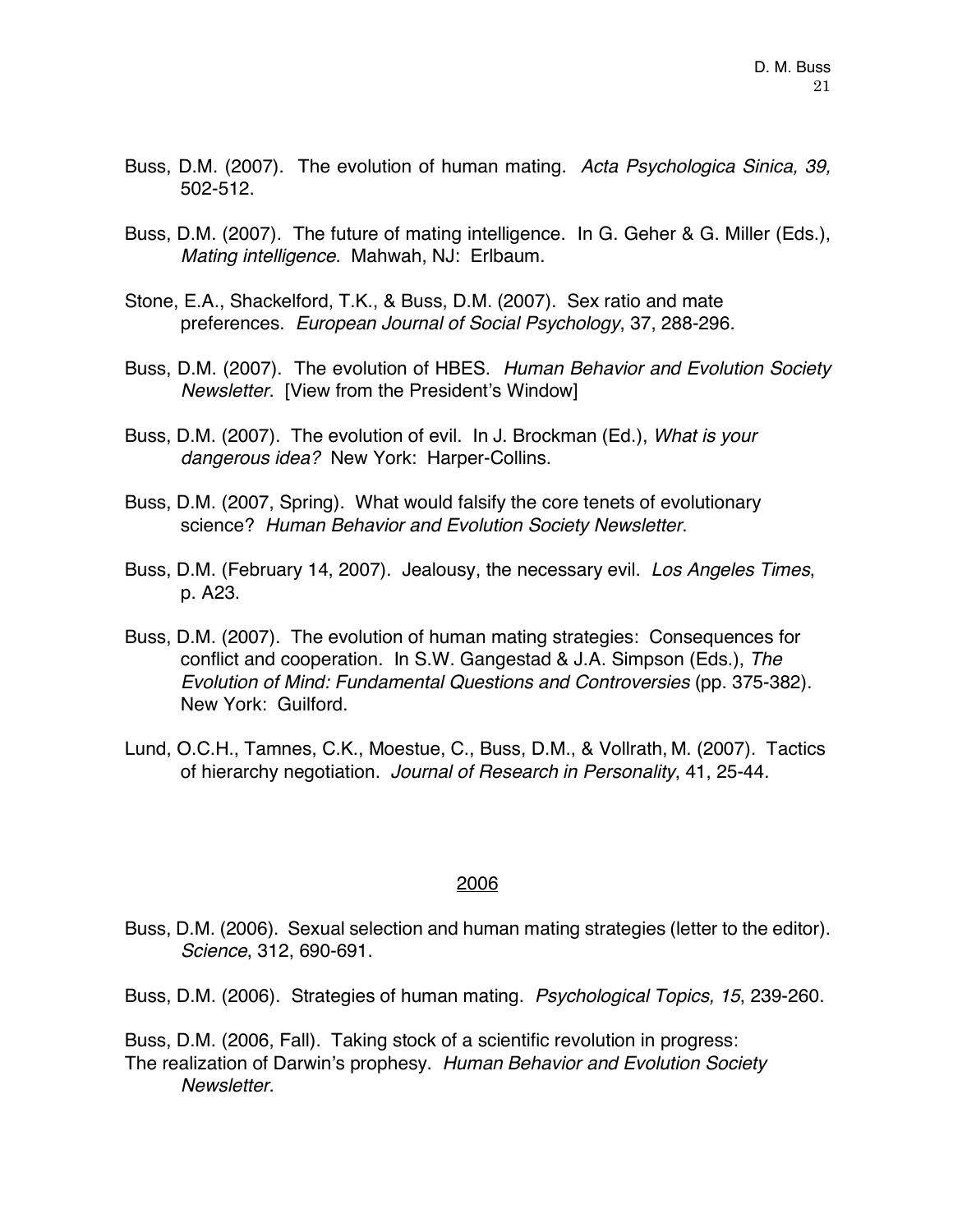Buss, D.M. (2007). The evolution of human mating. *Acta Psychologica Sinica, 39,* 502-512.

Buss, D.M. (2007). The future of mating intelligence. In G. Geher & G. Miller (Eds.), *Mating intelligence*. Mahwah, NJ: Erlbaum.

Stone, E.A., Shackelford, T.K., & Buss, D.M. (2007). Sex ratio and mate preferences. *European Journal of Social Psychology*, 37, 288-296.

Buss, D.M. (2007). The evolution of HBES. *Human Behavior and Evolution Society Newsletter*. [View from the President's Window]

Buss, D.M. (2007). The evolution of evil. In J. Brockman (Ed.), *What is your dangerous idea?* New York: Harper-Collins.

Buss, D.M. (2007, Spring). What would falsify the core tenets of evolutionary science? *Human Behavior and Evolution Society Newsletter*.

Buss, D.M. (February 14, 2007). Jealousy, the necessary evil. *Los Angeles Times*, p. A23.

Buss, D.M. (2007). The evolution of human mating strategies: Consequences for conflict and cooperation. In S.W. Gangestad & J.A. Simpson (Eds.), *The Evolution of Mind: Fundamental Questions and Controversies* (pp. 375-382). New York: Guilford.

Lund, O.C.H., Tamnes, C.K., Moestue, C., Buss, D.M., & Vollrath, M. (2007). Tactics of hierarchy negotiation. *Journal of Research in Personality*, 41, 25-44.

## 2006

Buss, D.M. (2006). Sexual selection and human mating strategies (letter to the editor). *Science*, 312, 690-691.

Buss, D.M. (2006). Strategies of human mating. *Psychological Topics, 15*, 239-260.

Buss, D.M. (2006, Fall). Taking stock of a scientific revolution in progress: The realization of Darwin's prophesy. *Human Behavior and Evolution Society Newsletter*.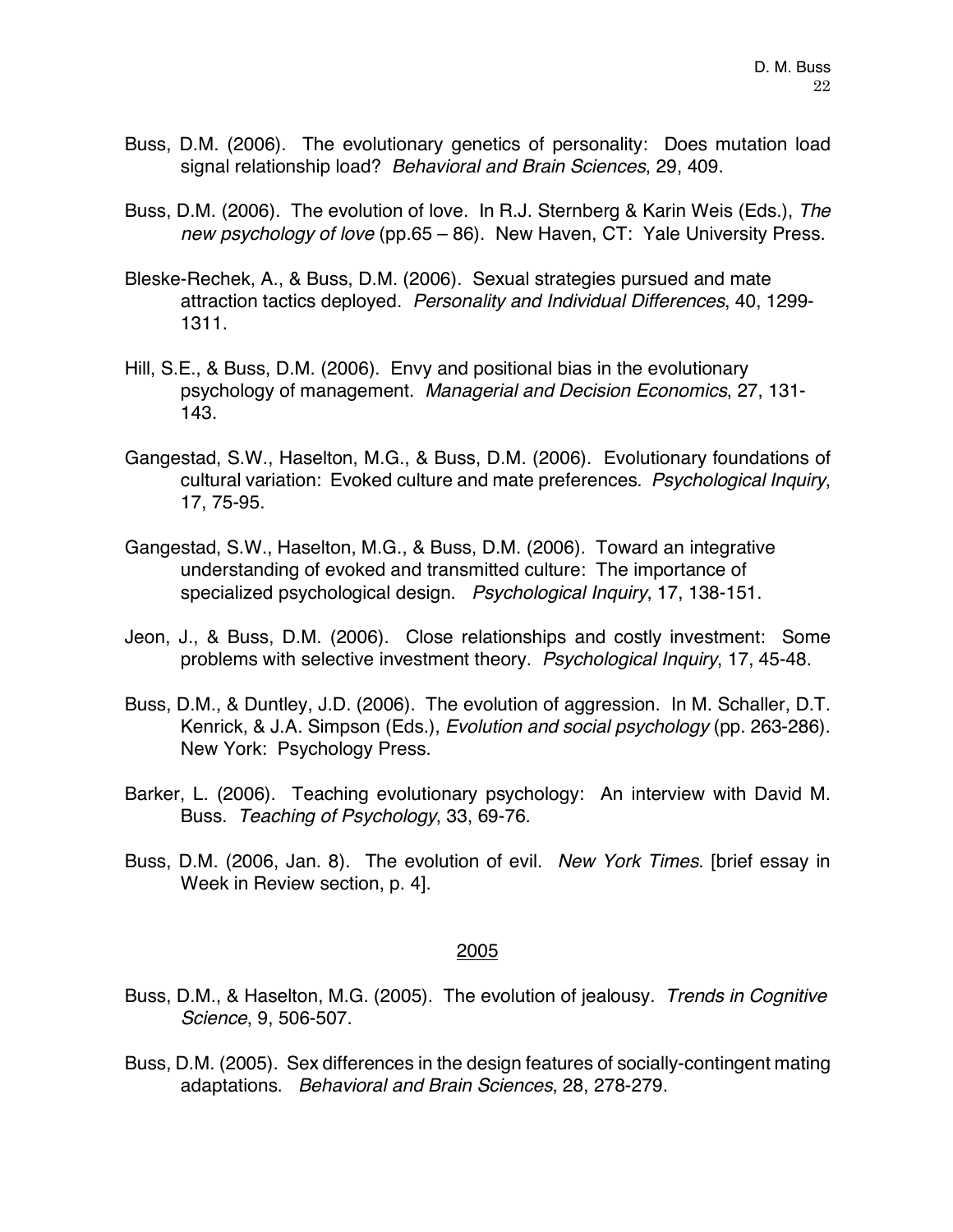Buss, D.M. (2006). The evolutionary genetics of personality: Does mutation load signal relationship load? *Behavioral and Brain Sciences*, 29, 409.

Buss, D.M. (2006). The evolution of love. In R.J. Sternberg & Karin Weis (Eds.), *The new psychology of love* (pp.65 – 86). New Haven, CT: Yale University Press.

Bleske-Rechek, A., & Buss, D.M. (2006). Sexual strategies pursued and mate attraction tactics deployed. *Personality and Individual Differences*, 40, 1299-1311.

Hill, S.E., & Buss, D.M. (2006). Envy and positional bias in the evolutionary psychology of management. *Managerial and Decision Economics*, 27, 131-143.

Gangestad, S.W., Haselton, M.G., & Buss, D.M. (2006). Evolutionary foundations of cultural variation: Evoked culture and mate preferences. *Psychological Inquiry*, 17, 75-95.

Gangestad, S.W., Haselton, M.G., & Buss, D.M. (2006). Toward an integrative understanding of evoked and transmitted culture: The importance of specialized psychological design. *Psychological Inquiry*, 17, 138-151.

Jeon, J., & Buss, D.M. (2006). Close relationships and costly investment: Some problems with selective investment theory. *Psychological Inquiry*, 17, 45-48.

Buss, D.M., & Duntley, J.D. (2006). The evolution of aggression. In M. Schaller, D.T. Kenrick, & J.A. Simpson (Eds.), *Evolution and social psychology* (pp. 263-286). New York: Psychology Press.

Barker, L. (2006). Teaching evolutionary psychology: An interview with David M. Buss. *Teaching of Psychology*, 33, 69-76.

Buss, D.M. (2006, Jan. 8). The evolution of evil. *New York Times*. [brief essay in Week in Review section, p. 4].

## 2005

Buss, D.M., & Haselton, M.G. (2005). The evolution of jealousy. *Trends in Cognitive Science*, 9, 506-507.

Buss, D.M. (2005). Sex differences in the design features of socially-contingent mating adaptations. *Behavioral and Brain Sciences*, 28, 278-279.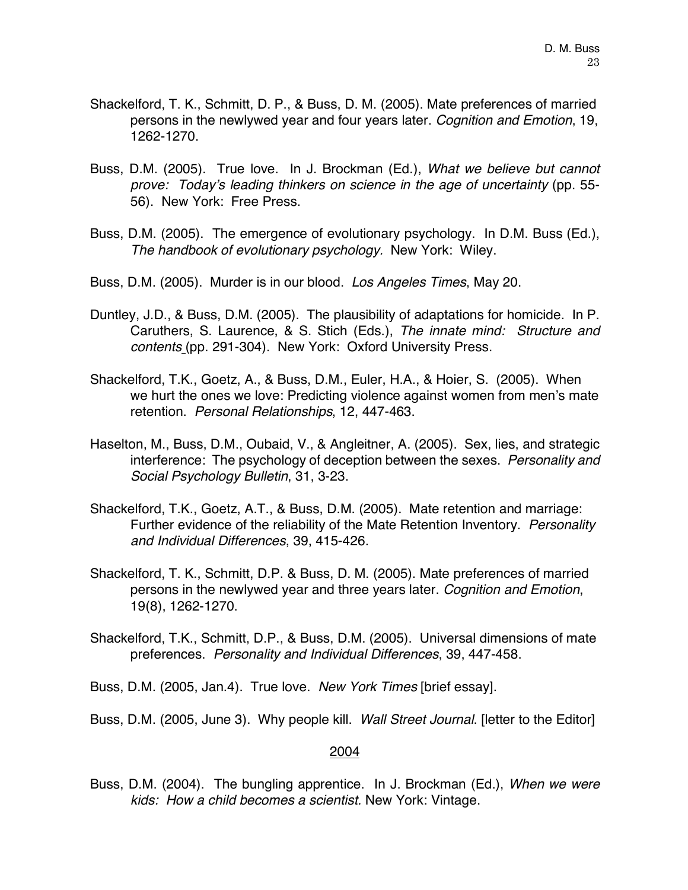Shackelford, T. K., Schmitt, D. P., & Buss, D. M. (2005). Mate preferences of married persons in the newlywed year and four years later. *Cognition and Emotion*, 19, 1262-1270.

Buss, D.M. (2005). True love. In J. Brockman (Ed.), *What we believe but cannot prove: Today's leading thinkers on science in the age of uncertainty* (pp. 55-56). New York: Free Press.

Buss, D.M. (2005). The emergence of evolutionary psychology. In D.M. Buss (Ed.), *The handbook of evolutionary psychology.* New York: Wiley.

Buss, D.M. (2005). Murder is in our blood. *Los Angeles Times*, May 20.

Duntley, J.D., & Buss, D.M. (2005). The plausibility of adaptations for homicide. In P. Caruthers, S. Laurence, & S. Stich (Eds.), *The innate mind: Structure and contents* (pp. 291-304). New York: Oxford University Press.

Shackelford, T.K., Goetz, A., & Buss, D.M., Euler, H.A., & Hoier, S. (2005). When we hurt the ones we love: Predicting violence against women from men's mate retention. *Personal Relationships*, 12, 447-463.

Haselton, M., Buss, D.M., Oubaid, V., & Angleitner, A. (2005). Sex, lies, and strategic interference: The psychology of deception between the sexes. *Personality and Social Psychology Bulletin*, 31, 3-23.

Shackelford, T.K., Goetz, A.T., & Buss, D.M. (2005). Mate retention and marriage: Further evidence of the reliability of the Mate Retention Inventory. *Personality and Individual Differences*, 39, 415-426.

Shackelford, T. K., Schmitt, D.P. & Buss, D. M. (2005). Mate preferences of married persons in the newlywed year and three years later. *Cognition and Emotion*, 19(8), 1262-1270.

Shackelford, T.K., Schmitt, D.P., & Buss, D.M. (2005). Universal dimensions of mate preferences. *Personality and Individual Differences*, 39, 447-458.

Buss, D.M. (2005, Jan.4). True love. *New York Times* [brief essay].

Buss, D.M. (2005, June 3). Why people kill. *Wall Street Journal*. [letter to the Editor]

## 2004

Buss, D.M. (2004). The bungling apprentice. In J. Brockman (Ed.), *When we were kids: How a child becomes a scientist.* New York: Vintage.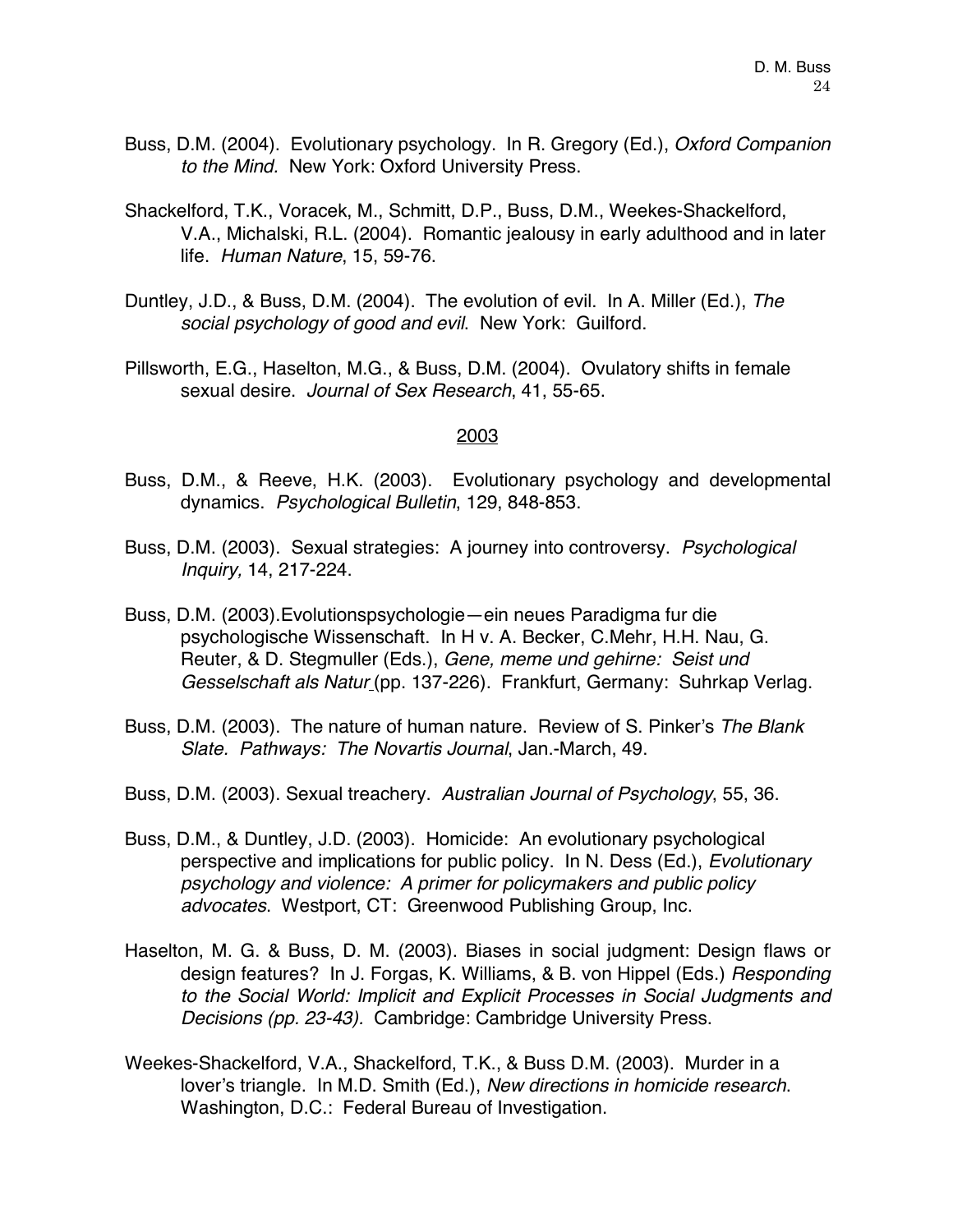Buss, D.M. (2004). Evolutionary psychology. In R. Gregory (Ed.), *Oxford Companion to the Mind.* New York: Oxford University Press.

Shackelford, T.K., Voracek, M., Schmitt, D.P., Buss, D.M., Weekes-Shackelford, V.A., Michalski, R.L. (2004). Romantic jealousy in early adulthood and in later life. *Human Nature*, 15, 59-76.

Duntley, J.D., & Buss, D.M. (2004). The evolution of evil. In A. Miller (Ed.), *The social psychology of good and evil*. New York: Guilford.

Pillsworth, E.G., Haselton, M.G., & Buss, D.M. (2004). Ovulatory shifts in female sexual desire. *Journal of Sex Research*, 41, 55-65.

2003

Buss, D.M., & Reeve, H.K. (2003). Evolutionary psychology and developmental dynamics. *Psychological Bulletin*, 129, 848-853.

Buss, D.M. (2003). Sexual strategies: A journey into controversy. *Psychological Inquiry,* 14, 217-224.

Buss, D.M. (2003).Evolutionspsychologie—ein neues Paradigma fur die psychologische Wissenschaft. In H v. A. Becker, C.Mehr, H.H. Nau, G. Reuter, & D. Stegmuller (Eds.), *Gene, meme und gehirne: Seist und Gesselschaft als Natur* (pp. 137-226). Frankfurt, Germany: Suhrkap Verlag.

Buss, D.M. (2003). The nature of human nature. Review of S. Pinker's *The Blank Slate. Pathways: The Novartis Journal*, Jan.-March, 49.

Buss, D.M. (2003). Sexual treachery. *Australian Journal of Psychology*, 55, 36.

Buss, D.M., & Duntley, J.D. (2003). Homicide: An evolutionary psychological perspective and implications for public policy. In N. Dess (Ed.), *Evolutionary psychology and violence: A primer for policymakers and public policy advocates*. Westport, CT: Greenwood Publishing Group, Inc.

Haselton, M. G. & Buss, D. M. (2003). Biases in social judgment: Design flaws or design features? In J. Forgas, K. Williams, & B. von Hippel (Eds.) *Responding to the Social World: Implicit and Explicit Processes in Social Judgments and Decisions (pp. 23-43).* Cambridge: Cambridge University Press.

Weekes-Shackelford, V.A., Shackelford, T.K., & Buss D.M. (2003). Murder in a lover's triangle. In M.D. Smith (Ed.), *New directions in homicide research*. Washington, D.C.: Federal Bureau of Investigation.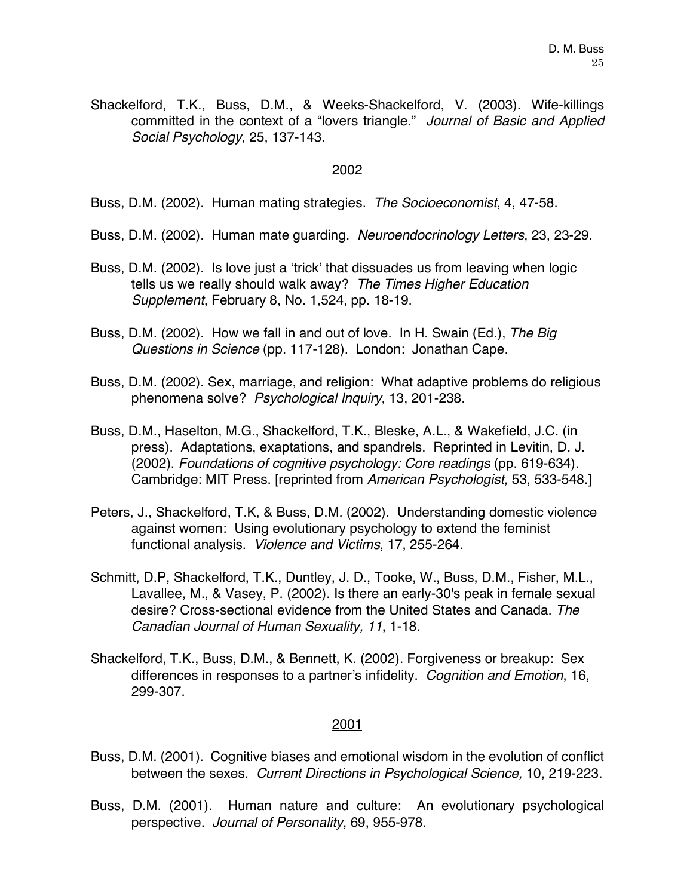Shackelford, T.K., Buss, D.M., & Weeks-Shackelford, V. (2003). Wife-killings committed in the context of a "lovers triangle." *Journal of Basic and Applied Social Psychology*, 25, 137-143.

## 2002

Buss, D.M. (2002). Human mating strategies. *The Socioeconomist*, 4, 47-58.

Buss, D.M. (2002). Human mate guarding. *Neuroendocrinology Letters*, 23, 23-29.

Buss, D.M. (2002). Is love just a 'trick' that dissuades us from leaving when logic tells us we really should walk away? *The Times Higher Education Supplement*, February 8, No. 1,524, pp. 18-19.

Buss, D.M. (2002). How we fall in and out of love. In H. Swain (Ed.), *The Big Questions in Science* (pp. 117-128). London: Jonathan Cape.

Buss, D.M. (2002). Sex, marriage, and religion: What adaptive problems do religious phenomena solve? *Psychological Inquiry*, 13, 201-238.

Buss, D.M., Haselton, M.G., Shackelford, T.K., Bleske, A.L., & Wakefield, J.C. (in press). Adaptations, exaptations, and spandrels. Reprinted in Levitin, D. J. (2002). *Foundations of cognitive psychology: Core readings* (pp. 619-634). Cambridge: MIT Press. [reprinted from *American Psychologist,* 53, 533-548.]

Peters, J., Shackelford, T.K, & Buss, D.M. (2002). Understanding domestic violence against women: Using evolutionary psychology to extend the feminist functional analysis. *Violence and Victims*, 17, 255-264.

Schmitt, D.P, Shackelford, T.K., Duntley, J. D., Tooke, W., Buss, D.M., Fisher, M.L., Lavallee, M., & Vasey, P. (2002). Is there an early-30's peak in female sexual desire? Cross-sectional evidence from the United States and Canada. *The Canadian Journal of Human Sexuality, 11*, 1-18.

Shackelford, T.K., Buss, D.M., & Bennett, K. (2002). Forgiveness or breakup: Sex differences in responses to a partner's infidelity. *Cognition and Emotion*, 16, 299-307.

## 2001

Buss, D.M. (2001). Cognitive biases and emotional wisdom in the evolution of conflict between the sexes. *Current Directions in Psychological Science,* 10, 219-223.

Buss, D.M. (2001). Human nature and culture: An evolutionary psychological perspective. *Journal of Personality*, 69, 955-978.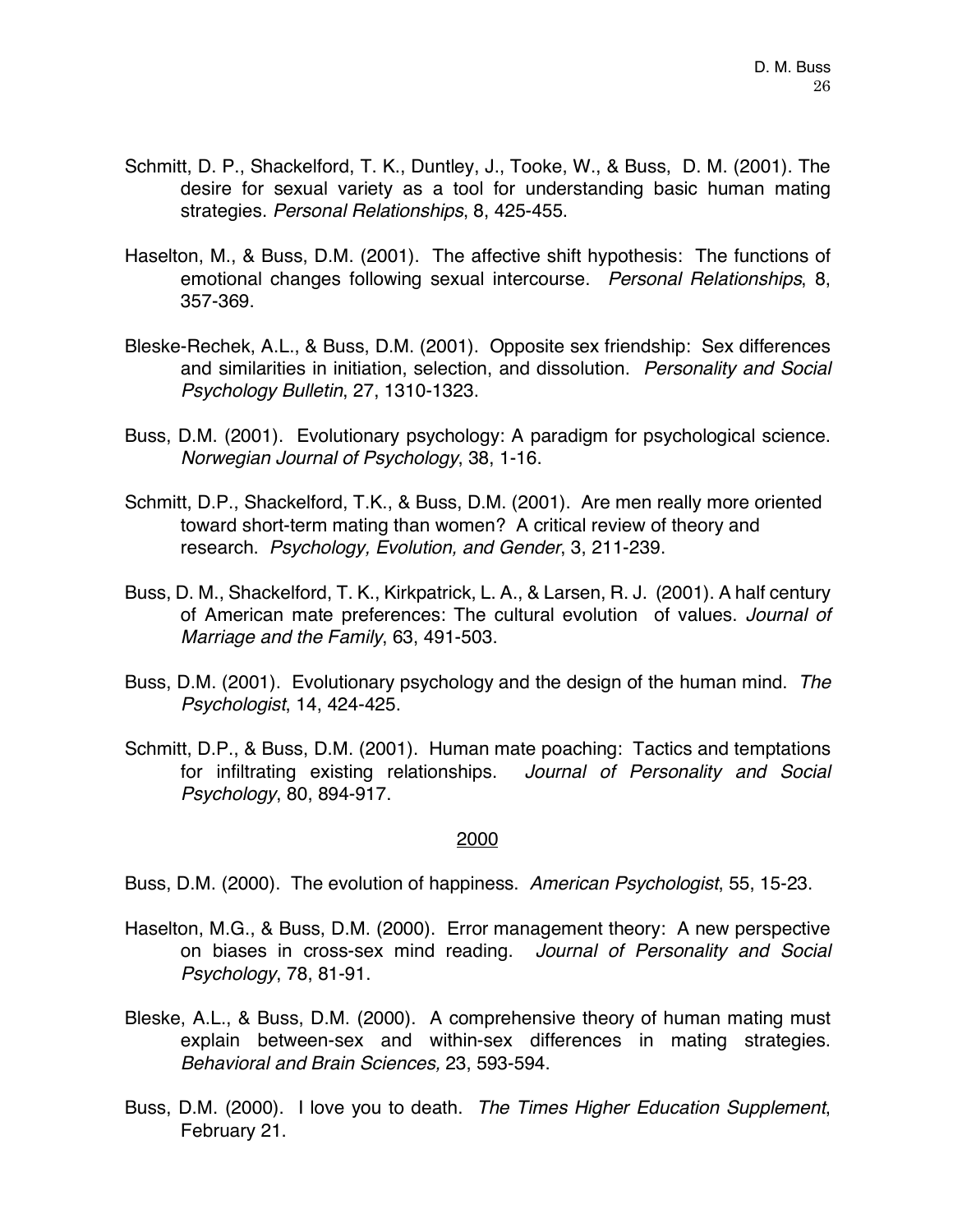Schmitt, D. P., Shackelford, T. K., Duntley, J., Tooke, W., & Buss, D. M. (2001). The desire for sexual variety as a tool for understanding basic human mating strategies. *Personal Relationships*, 8, 425-455.

Haselton, M., & Buss, D.M. (2001). The affective shift hypothesis: The functions of emotional changes following sexual intercourse. *Personal Relationships*, 8, 357-369.

Bleske-Rechek, A.L., & Buss, D.M. (2001). Opposite sex friendship: Sex differences and similarities in initiation, selection, and dissolution. *Personality and Social Psychology Bulletin*, 27, 1310-1323.

Buss, D.M. (2001). Evolutionary psychology: A paradigm for psychological science. *Norwegian Journal of Psychology*, 38, 1-16.

Schmitt, D.P., Shackelford, T.K., & Buss, D.M. (2001). Are men really more oriented toward short-term mating than women? A critical review of theory and research. *Psychology, Evolution, and Gender*, 3, 211-239.

Buss, D. M., Shackelford, T. K., Kirkpatrick, L. A., & Larsen, R. J. (2001). A half century of American mate preferences: The cultural evolution of values. *Journal of Marriage and the Family*, 63, 491-503.

Buss, D.M. (2001). Evolutionary psychology and the design of the human mind. *The Psychologist*, 14, 424-425.

Schmitt, D.P., & Buss, D.M. (2001). Human mate poaching: Tactics and temptations for infiltrating existing relationships. *Journal of Personality and Social Psychology*, 80, 894-917.

2000

Buss, D.M. (2000). The evolution of happiness. *American Psychologist*, 55, 15-23.

Haselton, M.G., & Buss, D.M. (2000). Error management theory: A new perspective on biases in cross-sex mind reading. *Journal of Personality and Social Psychology*, 78, 81-91.

Bleske, A.L., & Buss, D.M. (2000). A comprehensive theory of human mating must explain between-sex and within-sex differences in mating strategies. *Behavioral and Brain Sciences,* 23, 593-594.

Buss, D.M. (2000). I love you to death. *The Times Higher Education Supplement*, February 21.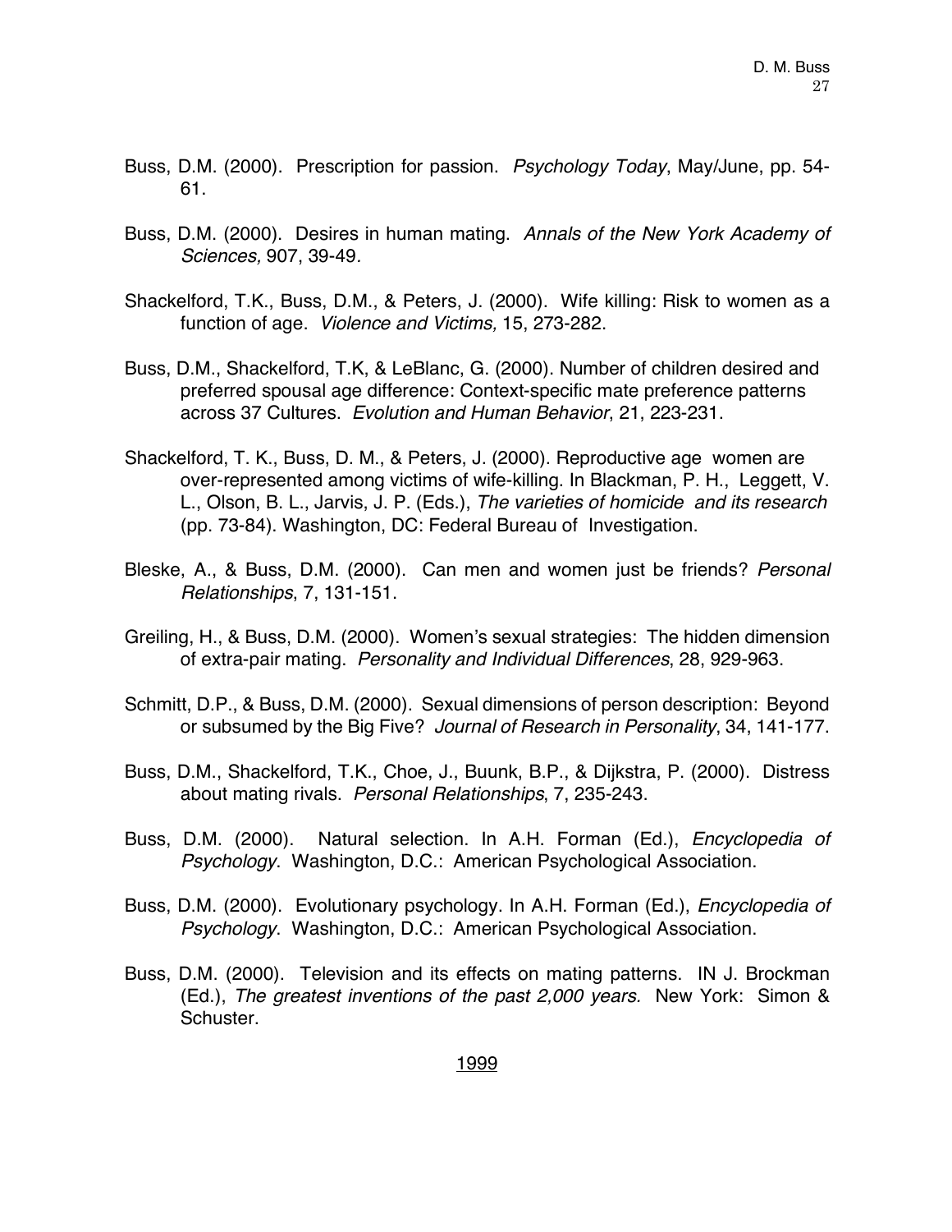Buss, D.M. (2000). Prescription for passion. *Psychology Today*, May/June, pp. 54-61.

Buss, D.M. (2000). Desires in human mating. *Annals of the New York Academy of Sciences,* 907, 39-49.

Shackelford, T.K., Buss, D.M., & Peters, J. (2000). Wife killing: Risk to women as a function of age. *Violence and Victims,* 15, 273-282.

Buss, D.M., Shackelford, T.K, & LeBlanc, G. (2000). Number of children desired and preferred spousal age difference: Context-specific mate preference patterns across 37 Cultures. *Evolution and Human Behavior*, 21, 223-231.

Shackelford, T. K., Buss, D. M., & Peters, J. (2000). Reproductive age women are over-represented among victims of wife-killing. In Blackman, P. H., Leggett, V. L., Olson, B. L., Jarvis, J. P. (Eds.), *The varieties of homicide and its research* (pp. 73-84). Washington, DC: Federal Bureau of Investigation.

Bleske, A., & Buss, D.M. (2000). Can men and women just be friends? *Personal Relationships*, 7, 131-151.

Greiling, H., & Buss, D.M. (2000). Women's sexual strategies: The hidden dimension of extra-pair mating. *Personality and Individual Differences*, 28, 929-963.

Schmitt, D.P., & Buss, D.M. (2000). Sexual dimensions of person description: Beyond or subsumed by the Big Five? *Journal of Research in Personality*, 34, 141-177.

Buss, D.M., Shackelford, T.K., Choe, J., Buunk, B.P., & Dijkstra, P. (2000). Distress about mating rivals. *Personal Relationships*, 7, 235-243.

Buss, D.M. (2000). Natural selection. In A.H. Forman (Ed.), *Encyclopedia of Psychology*. Washington, D.C.: American Psychological Association.

Buss, D.M. (2000). Evolutionary psychology. In A.H. Forman (Ed.), *Encyclopedia of Psychology*. Washington, D.C.: American Psychological Association.

Buss, D.M. (2000). Television and its effects on mating patterns. IN J. Brockman (Ed.), *The greatest inventions of the past 2,000 years*. New York: Simon & Schuster.

<u>1999</u>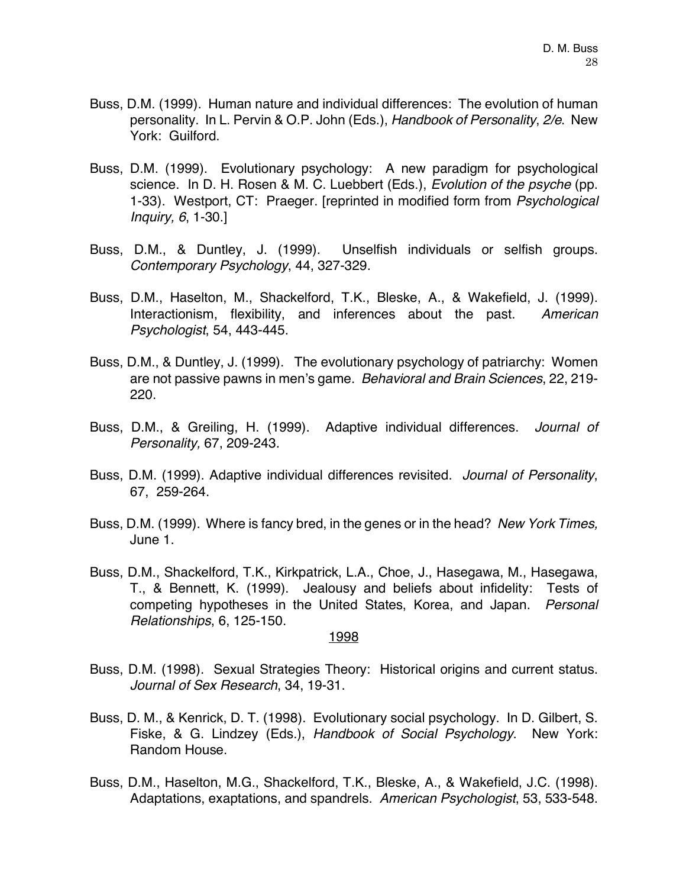Buss, D.M. (1999). Human nature and individual differences: The evolution of human personality. In L. Pervin & O.P. John (Eds.), *Handbook of Personality, 2/e*. New York: Guilford.

Buss, D.M. (1999). Evolutionary psychology: A new paradigm for psychological science. In D. H. Rosen & M. C. Luebbert (Eds.), *Evolution of the psyche* (pp. 1-33). Westport, CT: Praeger. [reprinted in modified form from *Psychological Inquiry, 6*, 1-30.]

Buss, D.M., & Duntley, J. (1999). Unselfish individuals or selfish groups. *Contemporary Psychology*, 44, 327-329.

Buss, D.M., Haselton, M., Shackelford, T.K., Bleske, A., & Wakefield, J. (1999). Interactionism, flexibility, and inferences about the past. *American Psychologist*, 54, 443-445.

Buss, D.M., & Duntley, J. (1999). The evolutionary psychology of patriarchy: Women are not passive pawns in men's game. *Behavioral and Brain Sciences*, 22, 219-220.

Buss, D.M., & Greiling, H. (1999). Adaptive individual differences. *Journal of Personality,* 67, 209-243.

Buss, D.M. (1999). Adaptive individual differences revisited. *Journal of Personality*, 67, 259-264.

Buss, D.M. (1999). Where is fancy bred, in the genes or in the head? *New York Times,* June 1.

Buss, D.M., Shackelford, T.K., Kirkpatrick, L.A., Choe, J., Hasegawa, M., Hasegawa, T., & Bennett, K. (1999). Jealousy and beliefs about infidelity: Tests of competing hypotheses in the United States, Korea, and Japan. *Personal Relationships*, 6, 125-150.

1998

Buss, D.M. (1998). Sexual Strategies Theory: Historical origins and current status. *Journal of Sex Research*, 34, 19-31.

Buss, D. M., & Kenrick, D. T. (1998). Evolutionary social psychology. In D. Gilbert, S. Fiske, & G. Lindzey (Eds.), *Handbook of Social Psychology*. New York: Random House.

Buss, D.M., Haselton, M.G., Shackelford, T.K., Bleske, A., & Wakefield, J.C. (1998). Adaptations, exaptations, and spandrels. *American Psychologist*, 53, 533-548.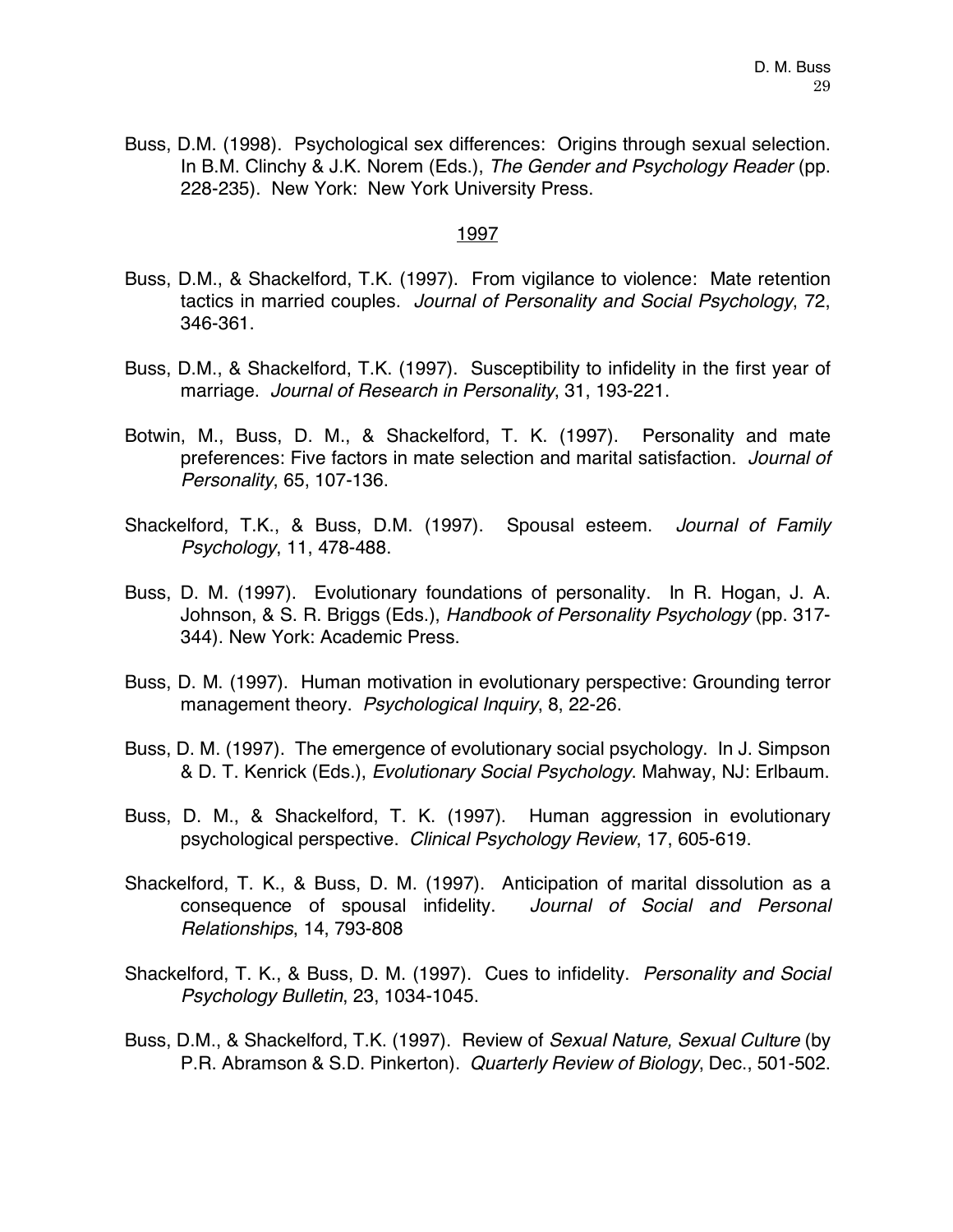Buss, D.M. (1998). Psychological sex differences: Origins through sexual selection. In B.M. Clinchy & J.K. Norem (Eds.), *The Gender and Psychology Reader* (pp. 228-235). New York: New York University Press.

<u>1997</u>

Buss, D.M., & Shackelford, T.K. (1997). From vigilance to violence: Mate retention tactics in married couples. *Journal of Personality and Social Psychology*, 72, 346-361.

Buss, D.M., & Shackelford, T.K. (1997). Susceptibility to infidelity in the first year of marriage. *Journal of Research in Personality*, 31, 193-221.

Botwin, M., Buss, D. M., & Shackelford, T. K. (1997). Personality and mate preferences: Five factors in mate selection and marital satisfaction. *Journal of Personality*, 65, 107-136.

Shackelford, T.K., & Buss, D.M. (1997). Spousal esteem. *Journal of Family Psychology*, 11, 478-488.

Buss, D. M. (1997). Evolutionary foundations of personality. In R. Hogan, J. A. Johnson, & S. R. Briggs (Eds.), *Handbook of Personality Psychology* (pp. 317-344). New York: Academic Press.

Buss, D. M. (1997). Human motivation in evolutionary perspective: Grounding terror management theory. *Psychological Inquiry*, 8, 22-26.

Buss, D. M. (1997). The emergence of evolutionary social psychology. In J. Simpson & D. T. Kenrick (Eds.), *Evolutionary Social Psychology*. Mahway, NJ: Erlbaum.

Buss, D. M., & Shackelford, T. K. (1997). Human aggression in evolutionary psychological perspective. *Clinical Psychology Review*, 17, 605-619.

Shackelford, T. K., & Buss, D. M. (1997). Anticipation of marital dissolution as a consequence of spousal infidelity. *Journal of Social and Personal Relationships*, 14, 793-808

Shackelford, T. K., & Buss, D. M. (1997). Cues to infidelity. *Personality and Social Psychology Bulletin*, 23, 1034-1045.

Buss, D.M., & Shackelford, T.K. (1997). Review of *Sexual Nature, Sexual Culture* (by P.R. Abramson & S.D. Pinkerton). *Quarterly Review of Biology*, Dec., 501-502.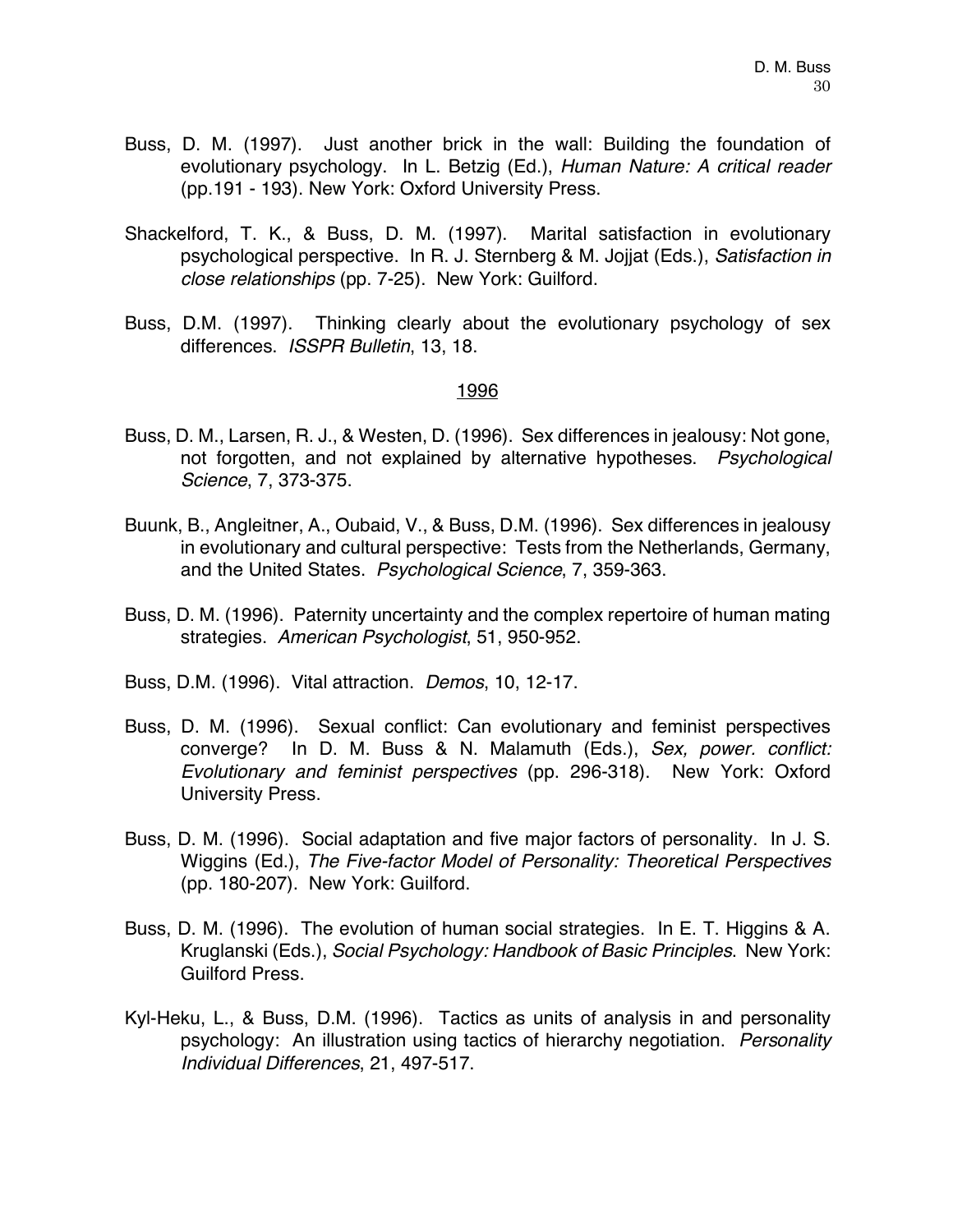Buss, D. M. (1997). Just another brick in the wall: Building the foundation of evolutionary psychology. In L. Betzig (Ed.), *Human Nature: A critical reader* (pp.191 - 193). New York: Oxford University Press.

Shackelford, T. K., & Buss, D. M. (1997). Marital satisfaction in evolutionary psychological perspective. In R. J. Sternberg & M. Jojjat (Eds.), *Satisfaction in close relationships* (pp. 7-25). New York: Guilford.

Buss, D.M. (1997). Thinking clearly about the evolutionary psychology of sex differences. *ISSPR Bulletin*, 13, 18.

<u>1996</u>

Buss, D. M., Larsen, R. J., & Westen, D. (1996). Sex differences in jealousy: Not gone, not forgotten, and not explained by alternative hypotheses. *Psychological Science*, 7, 373-375.

Buunk, B., Angleitner, A., Oubaid, V., & Buss, D.M. (1996). Sex differences in jealousy in evolutionary and cultural perspective: Tests from the Netherlands, Germany, and the United States. *Psychological Science*, 7, 359-363.

Buss, D. M. (1996). Paternity uncertainty and the complex repertoire of human mating strategies. *American Psychologist*, 51, 950-952.

Buss, D.M. (1996). Vital attraction. *Demos*, 10, 12-17.

Buss, D. M. (1996). Sexual conflict: Can evolutionary and feminist perspectives converge? In D. M. Buss & N. Malamuth (Eds.), *Sex, power. conflict: Evolutionary and feminist perspectives* (pp. 296-318). New York: Oxford University Press.

Buss, D. M. (1996). Social adaptation and five major factors of personality. In J. S. Wiggins (Ed.), *The Five-factor Model of Personality: Theoretical Perspectives* (pp. 180-207). New York: Guilford.

Buss, D. M. (1996). The evolution of human social strategies. In E. T. Higgins & A. Kruglanski (Eds.), *Social Psychology: Handbook of Basic Principles*. New York: Guilford Press.

Kyl-Heku, L., & Buss, D.M. (1996). Tactics as units of analysis in and personality psychology: An illustration using tactics of hierarchy negotiation. *Personality Individual Differences*, 21, 497-517.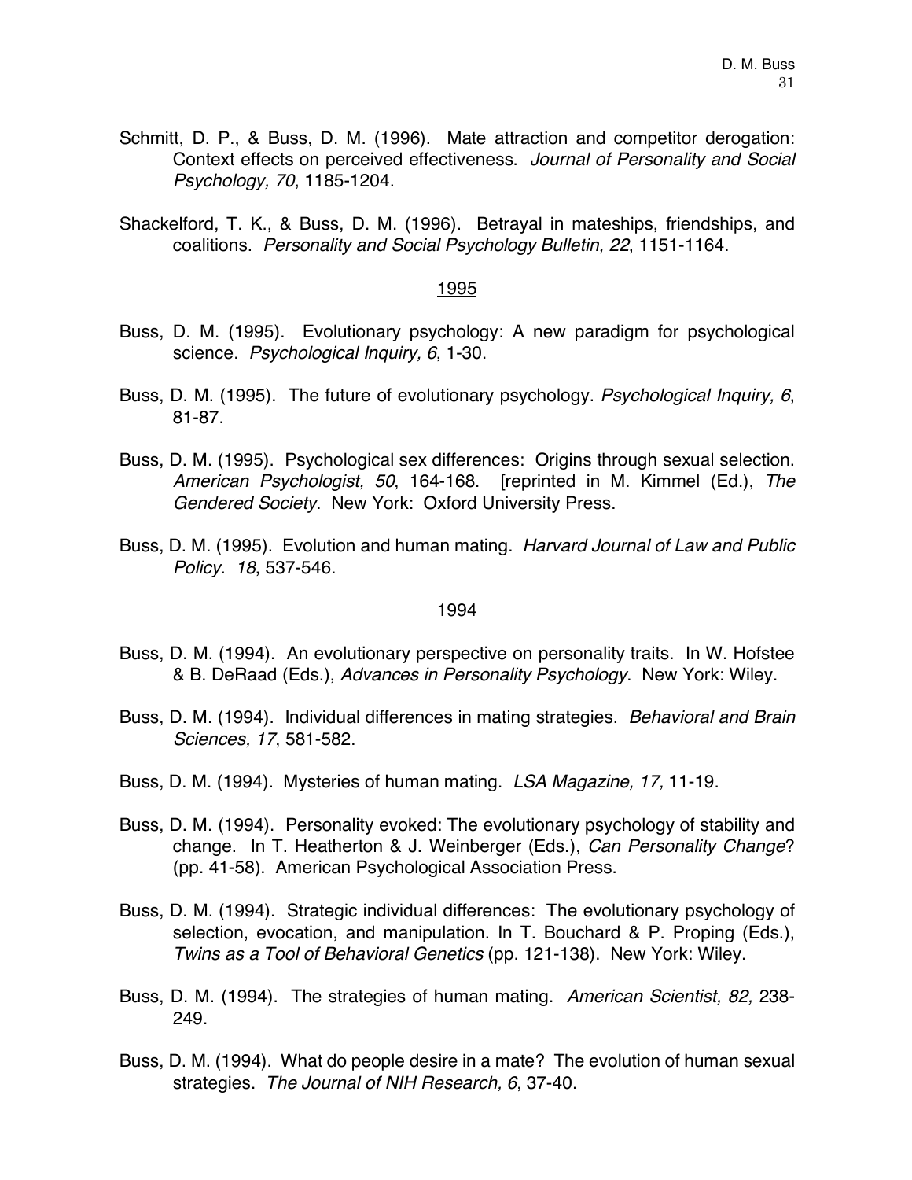Schmitt, D. P., & Buss, D. M. (1996). Mate attraction and competitor derogation: Context effects on perceived effectiveness. *Journal of Personality and Social Psychology, 70*, 1185-1204.

Shackelford, T. K., & Buss, D. M. (1996). Betrayal in mateships, friendships, and coalitions. *Personality and Social Psychology Bulletin, 22*, 1151-1164.

<u>1995</u>

Buss, D. M. (1995). Evolutionary psychology: A new paradigm for psychological science. *Psychological Inquiry, 6*, 1-30.

Buss, D. M. (1995). The future of evolutionary psychology. *Psychological Inquiry, 6*, 81-87.

Buss, D. M. (1995). Psychological sex differences: Origins through sexual selection. *American Psychologist, 50*, 164-168. [reprinted in M. Kimmel (Ed.), *The Gendered Society*. New York: Oxford University Press.

Buss, D. M. (1995). Evolution and human mating. *Harvard Journal of Law and Public Policy. 18*, 537-546.

<u>1994</u>

Buss, D. M. (1994). An evolutionary perspective on personality traits. In W. Hofstee & B. DeRaad (Eds.), *Advances in Personality Psychology*. New York: Wiley.

Buss, D. M. (1994). Individual differences in mating strategies. *Behavioral and Brain Sciences, 17*, 581-582.

Buss, D. M. (1994). Mysteries of human mating. *LSA Magazine, 17,* 11-19.

Buss, D. M. (1994). Personality evoked: The evolutionary psychology of stability and change. In T. Heatherton & J. Weinberger (Eds.), *Can Personality Change*? (pp. 41-58). American Psychological Association Press.

Buss, D. M. (1994). Strategic individual differences: The evolutionary psychology of selection, evocation, and manipulation. In T. Bouchard & P. Proping (Eds.), *Twins as a Tool of Behavioral Genetics* (pp. 121-138). New York: Wiley.

Buss, D. M. (1994). The strategies of human mating. *American Scientist, 82,* 238-249.

Buss, D. M. (1994). What do people desire in a mate? The evolution of human sexual strategies. *The Journal of NIH Research, 6*, 37-40.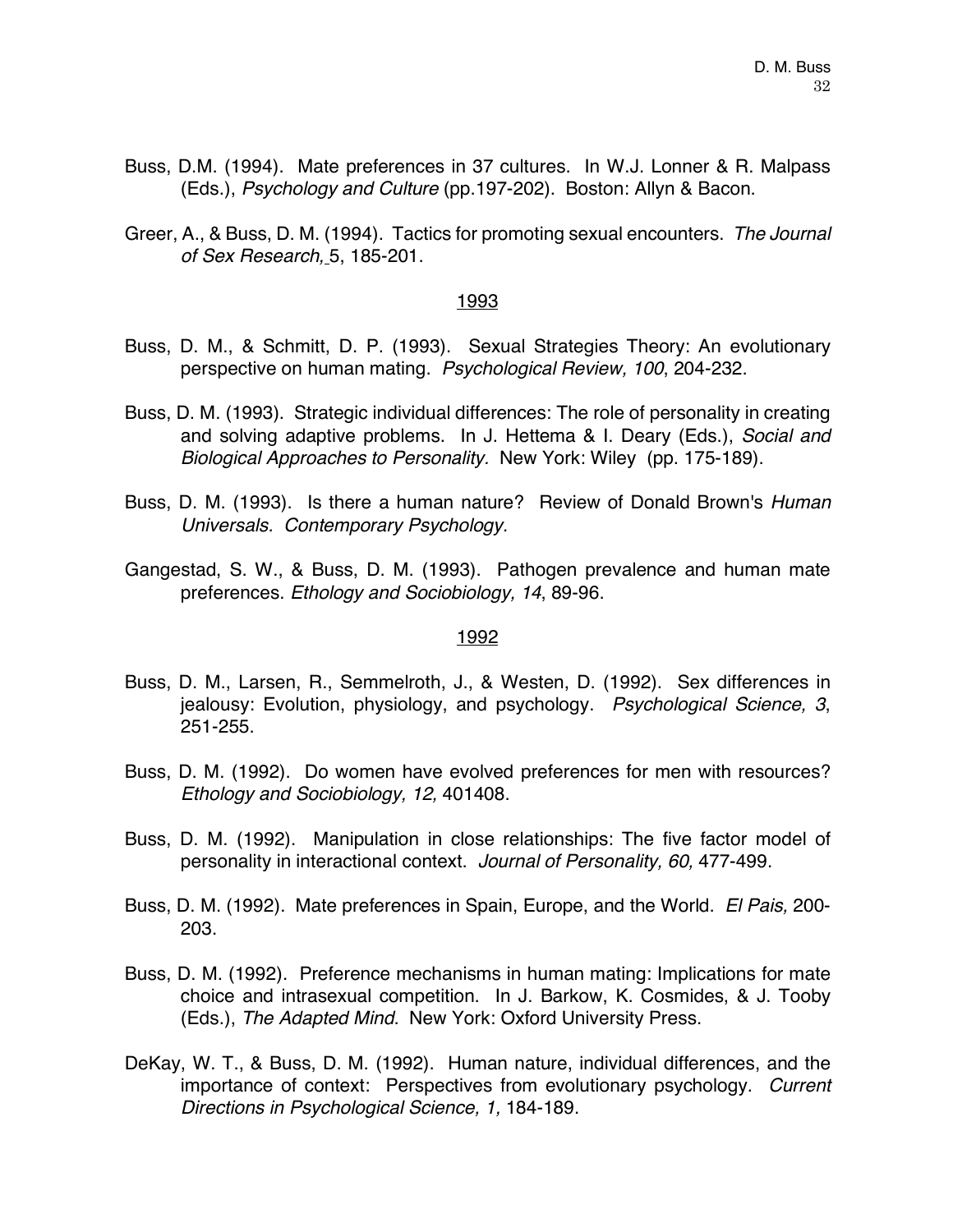Buss, D.M. (1994). Mate preferences in 37 cultures. In W.J. Lonner & R. Malpass (Eds.), *Psychology and Culture* (pp.197-202). Boston: Allyn & Bacon.

Greer, A., & Buss, D. M. (1994). Tactics for promoting sexual encounters. *The Journal of Sex Research,* 5, 185-201.

1993

Buss, D. M., & Schmitt, D. P. (1993). Sexual Strategies Theory: An evolutionary perspective on human mating. *Psychological Review, 100*, 204-232.

Buss, D. M. (1993). Strategic individual differences: The role of personality in creating and solving adaptive problems. In J. Hettema & I. Deary (Eds.), *Social and Biological Approaches to Personality*. New York: Wiley (pp. 175-189).

Buss, D. M. (1993). Is there a human nature? Review of Donald Brown's *Human Universals. Contemporary Psychology*.

Gangestad, S. W., & Buss, D. M. (1993). Pathogen prevalence and human mate preferences. *Ethology and Sociobiology, 14*, 89-96.

1992

Buss, D. M., Larsen, R., Semmelroth, J., & Westen, D. (1992). Sex differences in jealousy: Evolution, physiology, and psychology. *Psychological Science, 3*, 251-255.

Buss, D. M. (1992). Do women have evolved preferences for men with resources? *Ethology and Sociobiology, 12,* 401408.

Buss, D. M. (1992). Manipulation in close relationships: The five factor model of personality in interactional context. *Journal of Personality, 60,* 477-499.

Buss, D. M. (1992). Mate preferences in Spain, Europe, and the World. *El Pais,* 200-203.

Buss, D. M. (1992). Preference mechanisms in human mating: Implications for mate choice and intrasexual competition. In J. Barkow, K. Cosmides, & J. Tooby (Eds.), *The Adapted Mind*. New York: Oxford University Press.

DeKay, W. T., & Buss, D. M. (1992). Human nature, individual differences, and the importance of context: Perspectives from evolutionary psychology. *Current Directions in Psychological Science, 1,* 184-189.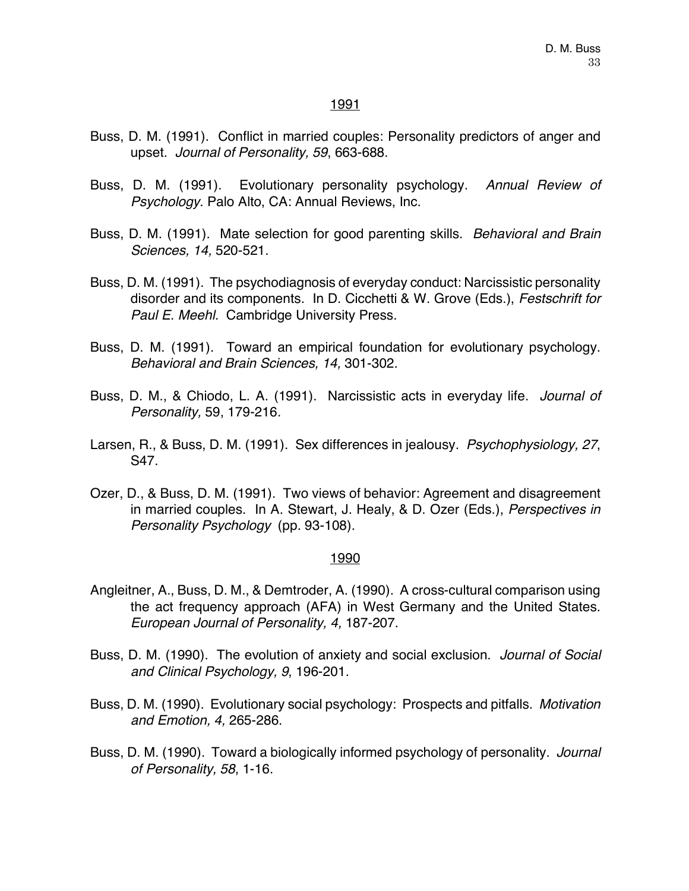<u>1991</u>

Buss, D. M. (1991). Conflict in married couples: Personality predictors of anger and upset. *Journal of Personality, 59*, 663-688.

Buss, D. M. (1991). Evolutionary personality psychology. *Annual Review of Psychology*. Palo Alto, CA: Annual Reviews, Inc.

Buss, D. M. (1991). Mate selection for good parenting skills. *Behavioral and Brain Sciences, 14,* 520-521.

Buss, D. M. (1991). The psychodiagnosis of everyday conduct: Narcissistic personality disorder and its components. In D. Cicchetti & W. Grove (Eds.), *Festschrift for Paul E. Meehl.* Cambridge University Press.

Buss, D. M. (1991). Toward an empirical foundation for evolutionary psychology. *Behavioral and Brain Sciences, 14,* 301-302.

Buss, D. M., & Chiodo, L. A. (1991). Narcissistic acts in everyday life. *Journal of Personality,* 59, 179-216.

Larsen, R., & Buss, D. M. (1991). Sex differences in jealousy. *Psychophysiology, 27*, S47.

Ozer, D., & Buss, D. M. (1991). Two views of behavior: Agreement and disagreement in married couples. In A. Stewart, J. Healy, & D. Ozer (Eds.), *Perspectives in Personality Psychology* (pp. 93-108).

<u>1990</u>

Angleitner, A., Buss, D. M., & Demtroder, A. (1990). A cross-cultural comparison using the act frequency approach (AFA) in West Germany and the United States. *European Journal of Personality, 4,* 187-207.

Buss, D. M. (1990). The evolution of anxiety and social exclusion. *Journal of Social and Clinical Psychology, 9*, 196-201.

Buss, D. M. (1990). Evolutionary social psychology: Prospects and pitfalls. *Motivation and Emotion, 4,* 265-286.

Buss, D. M. (1990). Toward a biologically informed psychology of personality. *Journal of Personality, 58*, 1-16.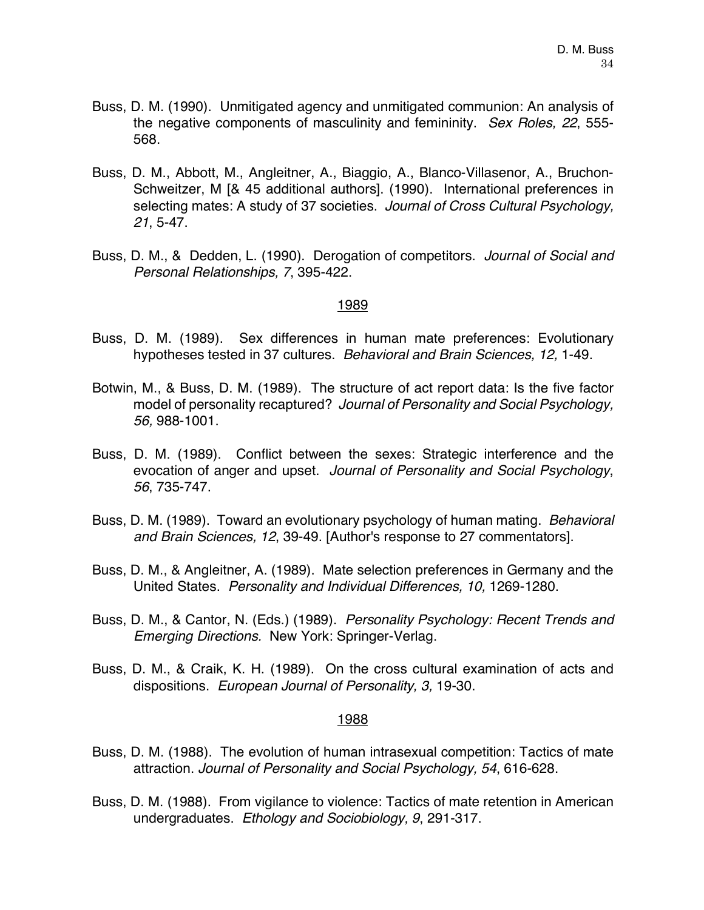Buss, D. M. (1990). Unmitigated agency and unmitigated communion: An analysis of the negative components of masculinity and femininity. *Sex Roles, 22*, 555-568.

Buss, D. M., Abbott, M., Angleitner, A., Biaggio, A., Blanco-Villasenor, A., Bruchon-Schweitzer, M [& 45 additional authors]. (1990). International preferences in selecting mates: A study of 37 societies. *Journal of Cross Cultural Psychology, 21*, 5-47.

Buss, D. M., & Dedden, L. (1990). Derogation of competitors. *Journal of Social and Personal Relationships, 7*, 395-422.

<u>1989</u>

Buss, D. M. (1989). Sex differences in human mate preferences: Evolutionary hypotheses tested in 37 cultures. *Behavioral and Brain Sciences, 12,* 1-49.

Botwin, M., & Buss, D. M. (1989). The structure of act report data: Is the five factor model of personality recaptured? *Journal of Personality and Social Psychology, 56,* 988-1001.

Buss, D. M. (1989). Conflict between the sexes: Strategic interference and the evocation of anger and upset. *Journal of Personality and Social Psychology*, *56*, 735-747.

Buss, D. M. (1989). Toward an evolutionary psychology of human mating. *Behavioral and Brain Sciences, 12*, 39-49. [Author's response to 27 commentators].

Buss, D. M., & Angleitner, A. (1989). Mate selection preferences in Germany and the United States. *Personality and Individual Differences, 10,* 1269-1280.

Buss, D. M., & Cantor, N. (Eds.) (1989). *Personality Psychology: Recent Trends and Emerging Directions.* New York: Springer-Verlag.

Buss, D. M., & Craik, K. H. (1989). On the cross cultural examination of acts and dispositions. *European Journal of Personality, 3,* 19-30.

<u>1988</u>

Buss, D. M. (1988). The evolution of human intrasexual competition: Tactics of mate attraction. *Journal of Personality and Social Psychology, 54*, 616-628.

Buss, D. M. (1988). From vigilance to violence: Tactics of mate retention in American undergraduates. *Ethology and Sociobiology, 9*, 291-317.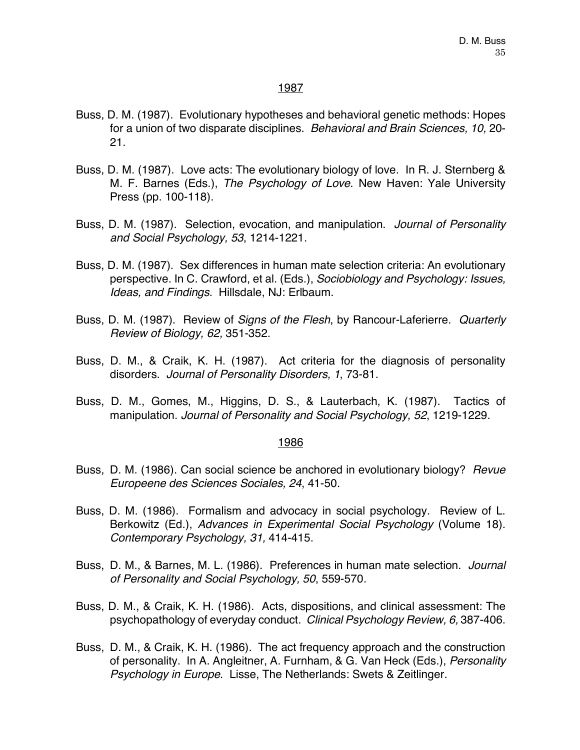## 1987

Buss, D. M. (1987). Evolutionary hypotheses and behavioral genetic methods: Hopes for a union of two disparate disciplines. *Behavioral and Brain Sciences, 10,* 20-21.

Buss, D. M. (1987). Love acts: The evolutionary biology of love. In R. J. Sternberg & M. F. Barnes (Eds.), *The Psychology of Love*. New Haven: Yale University Press (pp. 100-118).

Buss, D. M. (1987). Selection, evocation, and manipulation. *Journal of Personality and Social Psychology, 53*, 1214-1221.

Buss, D. M. (1987). Sex differences in human mate selection criteria: An evolutionary perspective. In C. Crawford, et al. (Eds.), *Sociobiology and Psychology: Issues, Ideas, and Findings.* Hillsdale, NJ: Erlbaum.

Buss, D. M. (1987). Review of *Signs of the Flesh*, by Rancour-Laferierre. *Quarterly Review of Biology, 62,* 351-352.

Buss, D. M., & Craik, K. H. (1987). Act criteria for the diagnosis of personality disorders. *Journal of Personality Disorders, 1*, 73-81.

Buss, D. M., Gomes, M., Higgins, D. S., & Lauterbach, K. (1987). Tactics of manipulation. *Journal of Personality and Social Psychology, 52*, 1219-1229.

## 1986

Buss, D. M. (1986). Can social science be anchored in evolutionary biology? *Revue Europeene des Sciences Sociales, 24*, 41-50.

Buss, D. M. (1986). Formalism and advocacy in social psychology. Review of L. Berkowitz (Ed.), *Advances in Experimental Social Psychology* (Volume 18). *Contemporary Psychology, 31,* 414-415.

Buss, D. M., & Barnes, M. L. (1986). Preferences in human mate selection. *Journal of Personality and Social Psychology, 50*, 559-570.

Buss, D. M., & Craik, K. H. (1986). Acts, dispositions, and clinical assessment: The psychopathology of everyday conduct. *Clinical Psychology Review, 6,* 387-406.

Buss, D. M., & Craik, K. H. (1986). The act frequency approach and the construction of personality. In A. Angleitner, A. Furnham, & G. Van Heck (Eds.), *Personality Psychology in Europe.* Lisse, The Netherlands: Swets & Zeitlinger.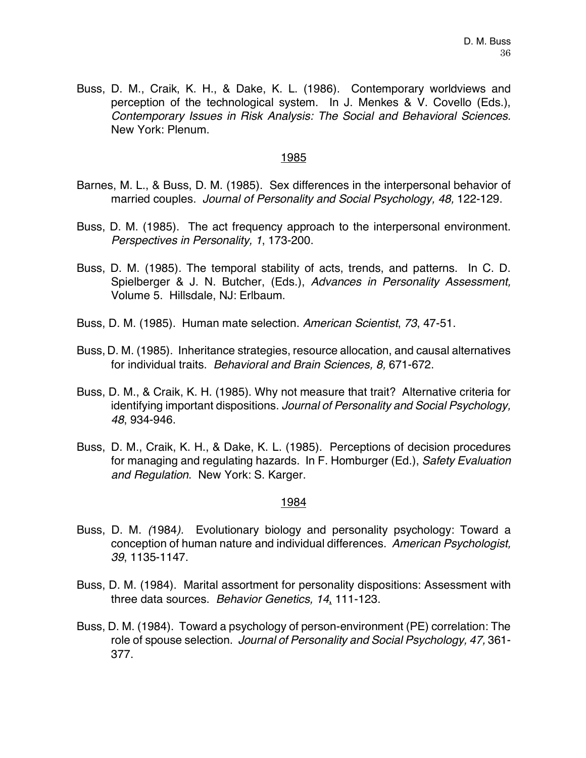Buss, D. M., Craik, K. H., & Dake, K. L. (1986). Contemporary worldviews and perception of the technological system. In J. Menkes & V. Covello (Eds.), *Contemporary Issues in Risk Analysis: The Social and Behavioral Sciences.* New York: Plenum.

<u>1985</u>

Barnes, M. L., & Buss, D. M. (1985). Sex differences in the interpersonal behavior of married couples. *Journal of Personality and Social Psychology, 48,* 122-129.

Buss, D. M. (1985). The act frequency approach to the interpersonal environment. *Perspectives in Personality, 1*, 173-200.

Buss, D. M. (1985). The temporal stability of acts, trends, and patterns. In C. D. Spielberger & J. N. Butcher, (Eds.), *Advances in Personality Assessment,* Volume 5. Hillsdale, NJ: Erlbaum.

Buss, D. M. (1985). Human mate selection. *American Scientist*, *73*, 47-51.

Buss, D. M. (1985). Inheritance strategies, resource allocation, and causal alternatives for individual traits. *Behavioral and Brain Sciences, 8,* 671-672.

Buss, D. M., & Craik, K. H. (1985). Why not measure that trait? Alternative criteria for identifying important dispositions. *Journal of Personality and Social Psychology, 48*, 934-946.

Buss, D. M., Craik, K. H., & Dake, K. L. (1985). Perceptions of decision procedures for managing and regulating hazards. In F. Homburger (Ed.), *Safety Evaluation and Regulation*. New York: S. Karger.

<u>1984</u>

Buss, D. M. (1984). Evolutionary biology and personality psychology: Toward a conception of human nature and individual differences. *American Psychologist, 39*, 1135-1147.

Buss, D. M. (1984). Marital assortment for personality dispositions: Assessment with three data sources. *Behavior Genetics, 14*, 111-123.

Buss, D. M. (1984). Toward a psychology of person-environment (PE) correlation: The role of spouse selection. *Journal of Personality and Social Psychology, 47,* 361-377.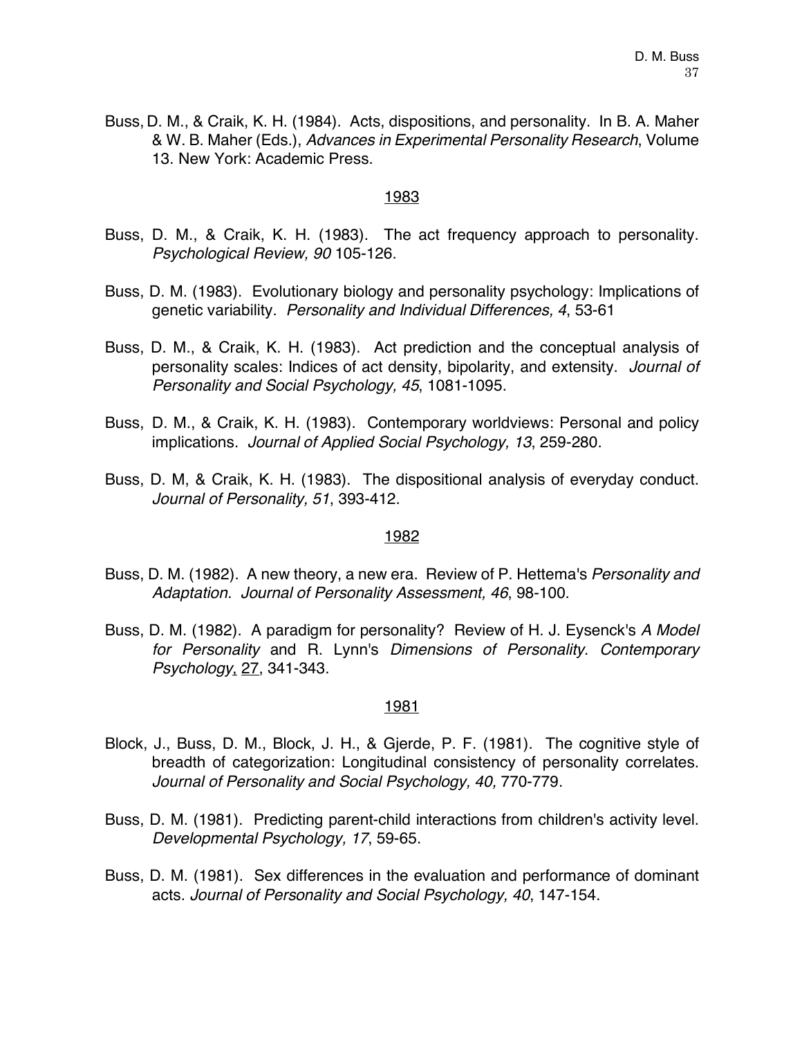Buss, D. M., & Craik, K. H. (1984). Acts, dispositions, and personality. In B. A. Maher & W. B. Maher (Eds.), *Advances in Experimental Personality Research*, Volume 13. New York: Academic Press.

<u>1983</u>

Buss, D. M., & Craik, K. H. (1983). The act frequency approach to personality. *Psychological Review, 90* 105-126.

Buss, D. M. (1983). Evolutionary biology and personality psychology: Implications of genetic variability. *Personality and Individual Differences, 4*, 53-61

Buss, D. M., & Craik, K. H. (1983). Act prediction and the conceptual analysis of personality scales: Indices of act density, bipolarity, and extensity. *Journal of Personality and Social Psychology, 45*, 1081-1095.

Buss, D. M., & Craik, K. H. (1983). Contemporary worldviews: Personal and policy implications. *Journal of Applied Social Psychology, 13*, 259-280.

Buss, D. M, & Craik, K. H. (1983). The dispositional analysis of everyday conduct. *Journal of Personality, 51*, 393-412.

<u>1982</u>

Buss, D. M. (1982). A new theory, a new era. Review of P. Hettema's *Personality and Adaptation. Journal of Personality Assessment, 46*, 98-100.

Buss, D. M. (1982). A paradigm for personality? Review of H. J. Eysenck's *A Model for Personality* and R. Lynn's *Dimensions of Personality. Contemporary Psychology*, <u>27</u>, 341-343.

<u>1981</u>

Block, J., Buss, D. M., Block, J. H., & Gjerde, P. F. (1981). The cognitive style of breadth of categorization: Longitudinal consistency of personality correlates. *Journal of Personality and Social Psychology, 40,* 770-779.

Buss, D. M. (1981). Predicting parent-child interactions from children's activity level. *Developmental Psychology, 17*, 59-65.

Buss, D. M. (1981). Sex differences in the evaluation and performance of dominant acts. *Journal of Personality and Social Psychology, 40*, 147-154.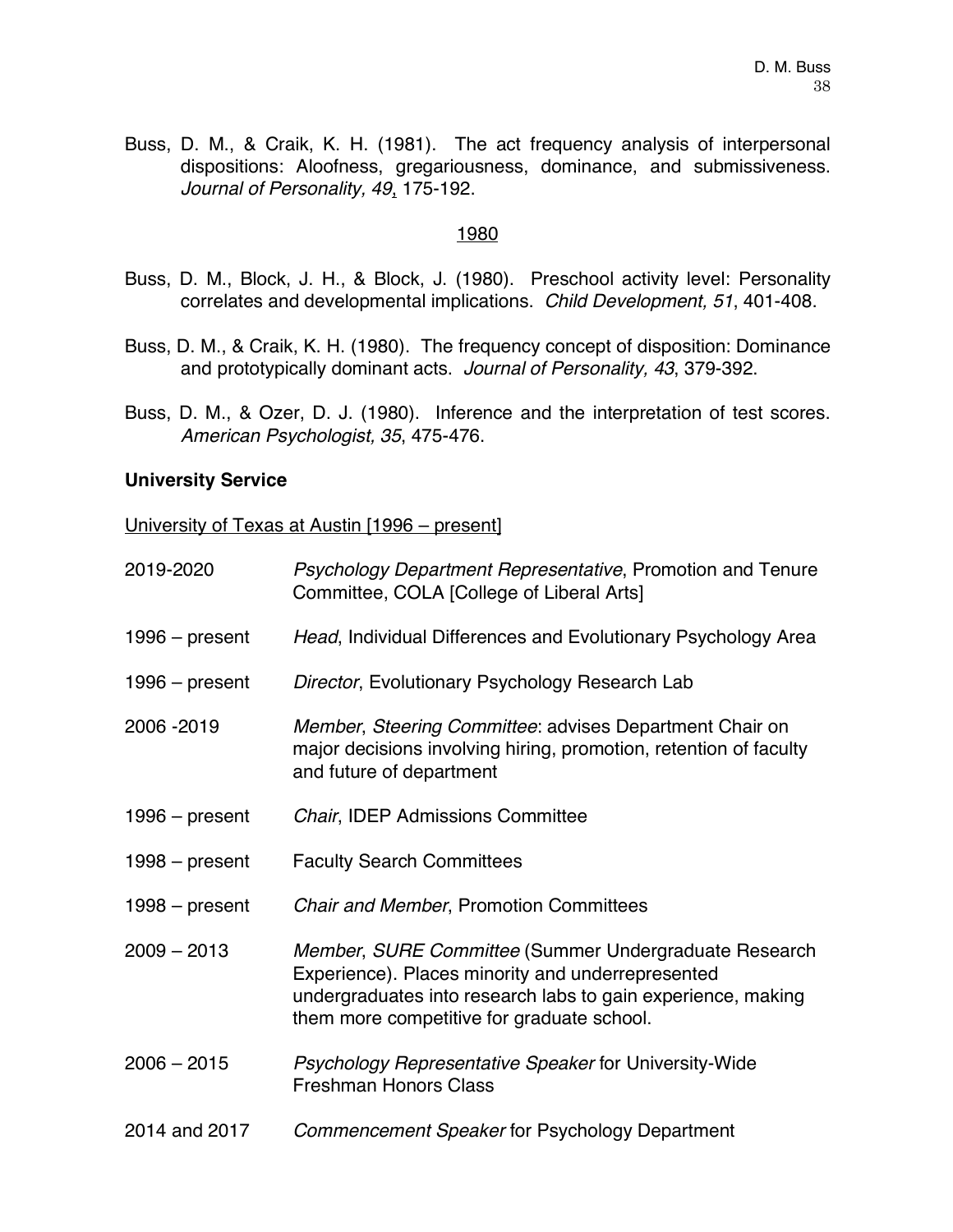Buss, D. M., & Craik, K. H. (1981). The act frequency analysis of interpersonal dispositions: Aloofness, gregariousness, dominance, and submissiveness. *Journal of Personality, 49*, 175-192.

<u>1980</u>

Buss, D. M., Block, J. H., & Block, J. (1980). Preschool activity level: Personality correlates and developmental implications. *Child Development, 51*, 401-408.

Buss, D. M., & Craik, K. H. (1980). The frequency concept of disposition: Dominance and prototypically dominant acts. *Journal of Personality, 43*, 379-392.

Buss, D. M., & Ozer, D. J. (1980). Inference and the interpretation of test scores. *American Psychologist, 35*, 475-476.

**University Service**

<u>University of Texas at Austin [1996 – present]</u>

| | |
|---|---|
| 2019-2020 | *Psychology Department Representative*, Promotion and Tenure Committee, COLA [College of Liberal Arts] |
| 1996 – present | *Head*, Individual Differences and Evolutionary Psychology Area |
| 1996 – present | *Director*, Evolutionary Psychology Research Lab |
| 2006 -2019 | *Member*, *Steering Committee*: advises Department Chair on major decisions involving hiring, promotion, retention of faculty and future of department |
| 1996 – present | *Chair*, IDEP Admissions Committee |
| 1998 – present | Faculty Search Committees |
| 1998 – present | *Chair and Member*, Promotion Committees |
| 2009 – 2013 | *Member*, *SURE Committee* (Summer Undergraduate Research Experience). Places minority and underrepresented undergraduates into research labs to gain experience, making them more competitive for graduate school. |
| 2006 – 2015 | *Psychology Representative Speaker* for University-Wide Freshman Honors Class |
| 2014 and 2017 | *Commencement Speaker* for Psychology Department |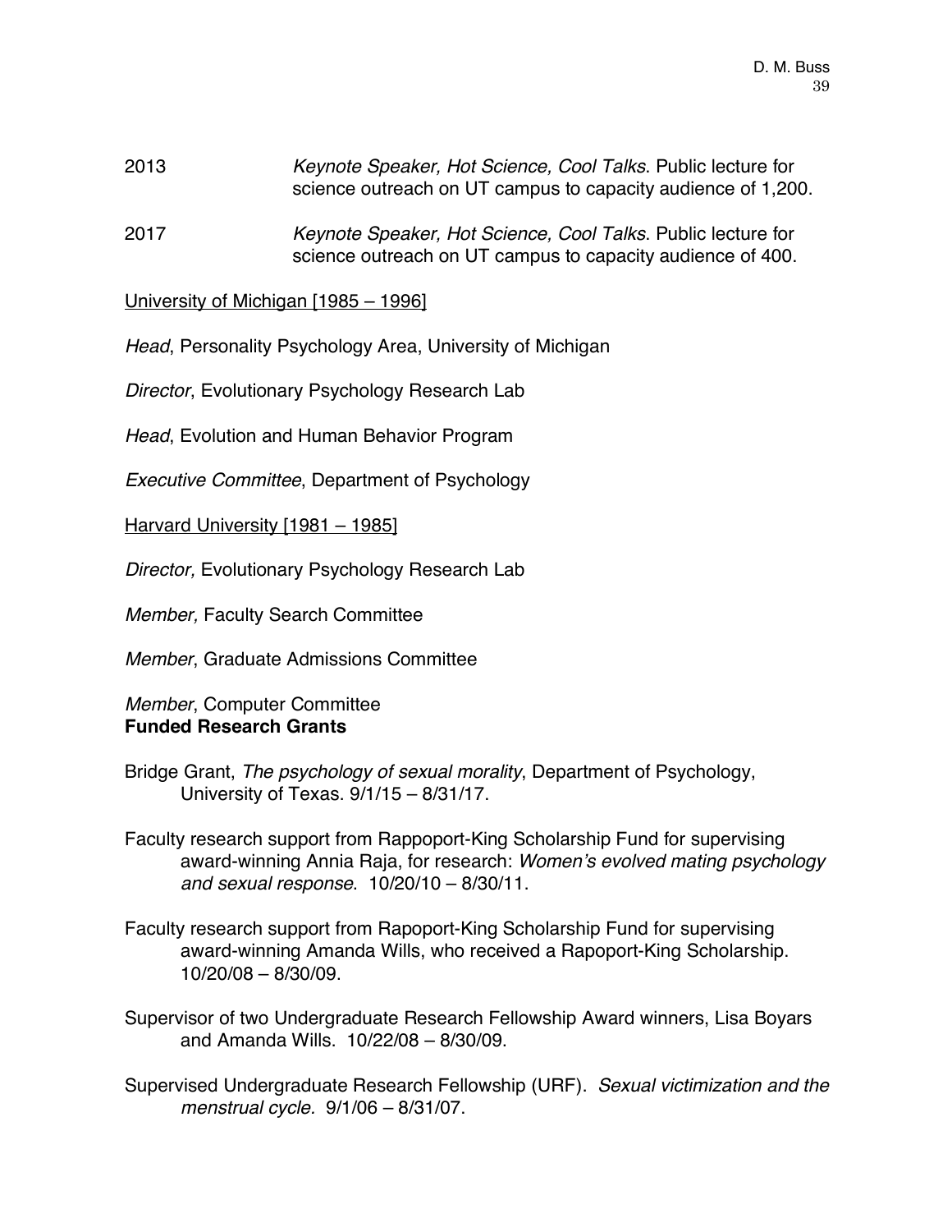2013 *Keynote Speaker, Hot Science, Cool Talks*. Public lecture for science outreach on UT campus to capacity audience of 1,200.

2017 *Keynote Speaker, Hot Science, Cool Talks*. Public lecture for science outreach on UT campus to capacity audience of 400.

<u>University of Michigan [1985 – 1996]</u>

*Head*, Personality Psychology Area, University of Michigan

*Director*, Evolutionary Psychology Research Lab

*Head*, Evolution and Human Behavior Program

*Executive Committee*, Department of Psychology

<u>Harvard University [1981 – 1985]</u>

*Director,* Evolutionary Psychology Research Lab

*Member,* Faculty Search Committee

*Member*, Graduate Admissions Committee

*Member*, Computer Committee

**Funded Research Grants**

Bridge Grant, *The psychology of sexual morality*, Department of Psychology, University of Texas. 9/1/15 – 8/31/17.

Faculty research support from Rappoport-King Scholarship Fund for supervising award-winning Annia Raja, for research: *Women's evolved mating psychology and sexual response*. 10/20/10 – 8/30/11.

Faculty research support from Rapoport-King Scholarship Fund for supervising award-winning Amanda Wills, who received a Rapoport-King Scholarship. 10/20/08 – 8/30/09.

Supervisor of two Undergraduate Research Fellowship Award winners, Lisa Boyars and Amanda Wills. 10/22/08 – 8/30/09.

Supervised Undergraduate Research Fellowship (URF). *Sexual victimization and the menstrual cycle.* 9/1/06 – 8/31/07.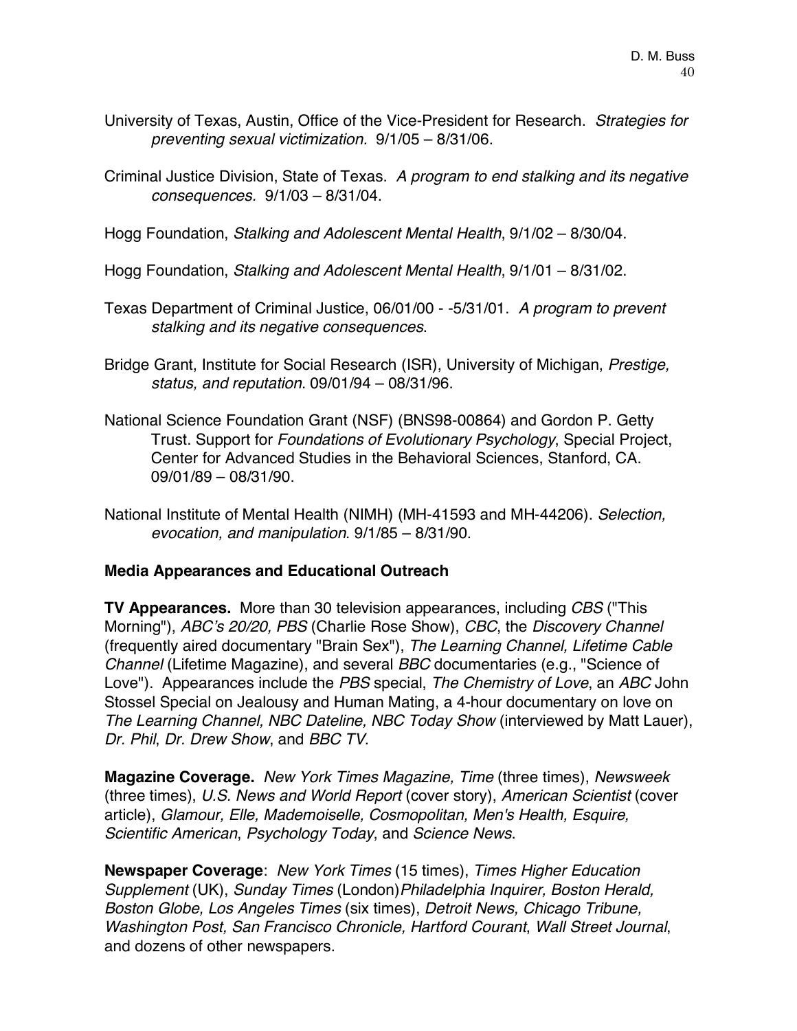University of Texas, Austin, Office of the Vice-President for Research. *Strategies for preventing sexual victimization.* 9/1/05 – 8/31/06.

Criminal Justice Division, State of Texas. *A program to end stalking and its negative consequences.* 9/1/03 – 8/31/04.

Hogg Foundation, *Stalking and Adolescent Mental Health*, 9/1/02 – 8/30/04.

Hogg Foundation, *Stalking and Adolescent Mental Health*, 9/1/01 – 8/31/02.

Texas Department of Criminal Justice, 06/01/00 - -5/31/01. *A program to prevent stalking and its negative consequences*.

Bridge Grant, Institute for Social Research (ISR), University of Michigan, *Prestige, status, and reputation*. 09/01/94 – 08/31/96.

National Science Foundation Grant (NSF) (BNS98-00864) and Gordon P. Getty Trust. Support for *Foundations of Evolutionary Psychology*, Special Project, Center for Advanced Studies in the Behavioral Sciences, Stanford, CA. 09/01/89 – 08/31/90.

National Institute of Mental Health (NIMH) (MH-41593 and MH-44206). *Selection, evocation, and manipulation*. 9/1/85 – 8/31/90.

**Media Appearances and Educational Outreach**

**TV Appearances.** More than 30 television appearances, including *CBS* ("This Morning"), *ABC's 20/20, PBS* (Charlie Rose Show), *CBC*, the *Discovery Channel* (frequently aired documentary "Brain Sex"), *The Learning Channel, Lifetime Cable Channel* (Lifetime Magazine), and several *BBC* documentaries (e.g., "Science of Love"). Appearances include the *PBS* special, *The Chemistry of Love*, an *ABC* John Stossel Special on Jealousy and Human Mating, a 4-hour documentary on love on *The Learning Channel, NBC Dateline, NBC Today Show* (interviewed by Matt Lauer), *Dr. Phil*, *Dr. Drew Show*, and *BBC TV*.

**Magazine Coverage.** *New York Times Magazine, Time* (three times), *Newsweek* (three times), *U.S. News and World Report* (cover story), *American Scientist* (cover article), *Glamour, Elle, Mademoiselle, Cosmopolitan, Men's Health, Esquire, Scientific American*, *Psychology Today*, and *Science News*.

**Newspaper Coverage**: *New York Times* (15 times), *Times Higher Education Supplement* (UK), *Sunday Times* (London)*Philadelphia Inquirer, Boston Herald, Boston Globe, Los Angeles Times* (six times), *Detroit News, Chicago Tribune, Washington Post, San Francisco Chronicle, Hartford Courant*, *Wall Street Journal*, and dozens of other newspapers.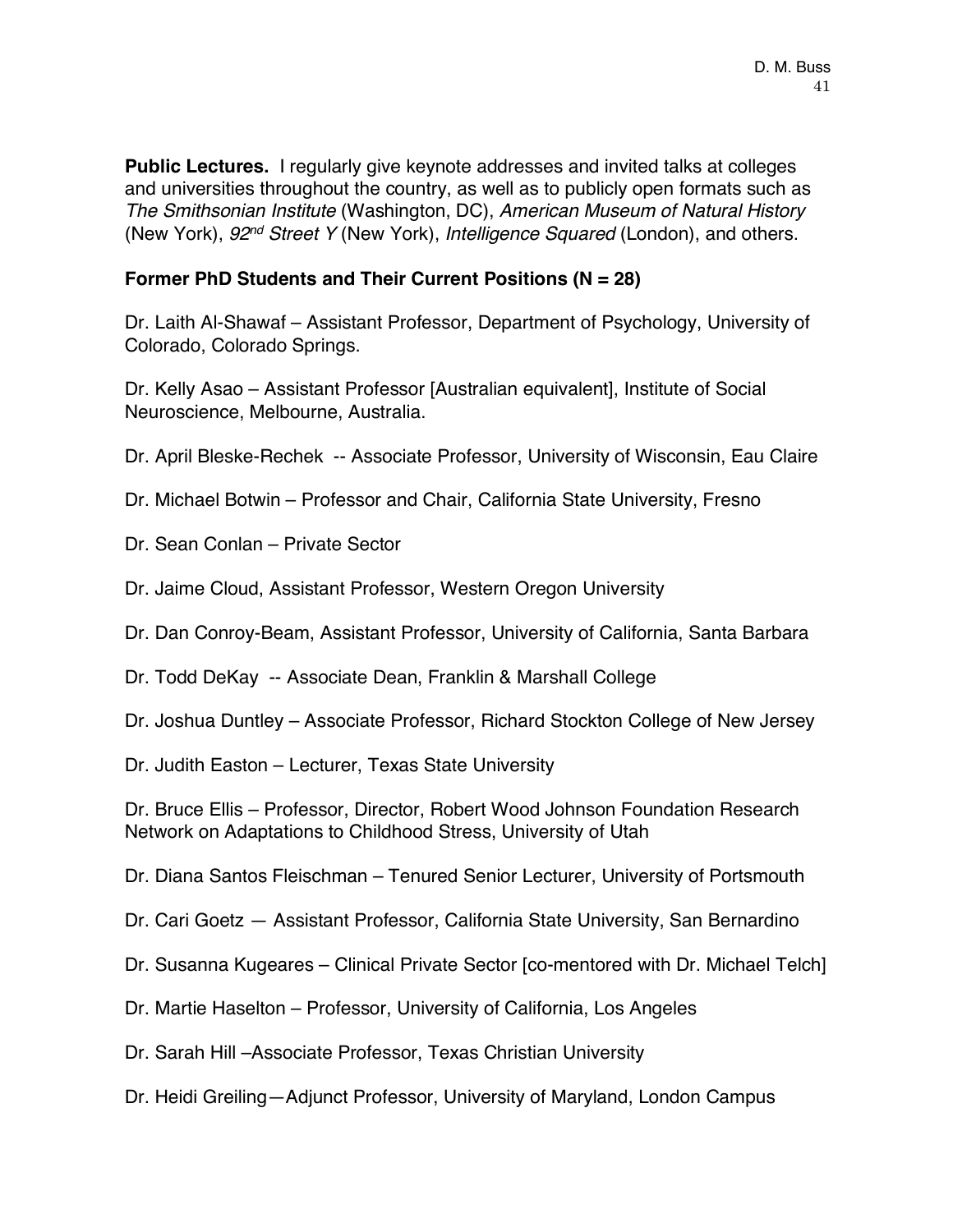**Public Lectures.** I regularly give keynote addresses and invited talks at colleges and universities throughout the country, as well as to publicly open formats such as *The Smithsonian Institute* (Washington, DC), *American Museum of Natural History* (New York), *92nd Street Y* (New York), *Intelligence Squared* (London), and others.

**Former PhD Students and Their Current Positions (N = 28)**

Dr. Laith Al-Shawaf – Assistant Professor, Department of Psychology, University of Colorado, Colorado Springs.

Dr. Kelly Asao – Assistant Professor [Australian equivalent], Institute of Social Neuroscience, Melbourne, Australia.

Dr. April Bleske-Rechek -- Associate Professor, University of Wisconsin, Eau Claire

Dr. Michael Botwin – Professor and Chair, California State University, Fresno

Dr. Sean Conlan – Private Sector

Dr. Jaime Cloud, Assistant Professor, Western Oregon University

Dr. Dan Conroy-Beam, Assistant Professor, University of California, Santa Barbara

Dr. Todd DeKay -- Associate Dean, Franklin & Marshall College

Dr. Joshua Duntley – Associate Professor, Richard Stockton College of New Jersey

Dr. Judith Easton – Lecturer, Texas State University

Dr. Bruce Ellis – Professor, Director, Robert Wood Johnson Foundation Research Network on Adaptations to Childhood Stress, University of Utah

Dr. Diana Santos Fleischman – Tenured Senior Lecturer, University of Portsmouth

Dr. Cari Goetz — Assistant Professor, California State University, San Bernardino

Dr. Susanna Kugeares – Clinical Private Sector [co-mentored with Dr. Michael Telch]

Dr. Martie Haselton – Professor, University of California, Los Angeles

Dr. Sarah Hill –Associate Professor, Texas Christian University

Dr. Heidi Greiling—Adjunct Professor, University of Maryland, London Campus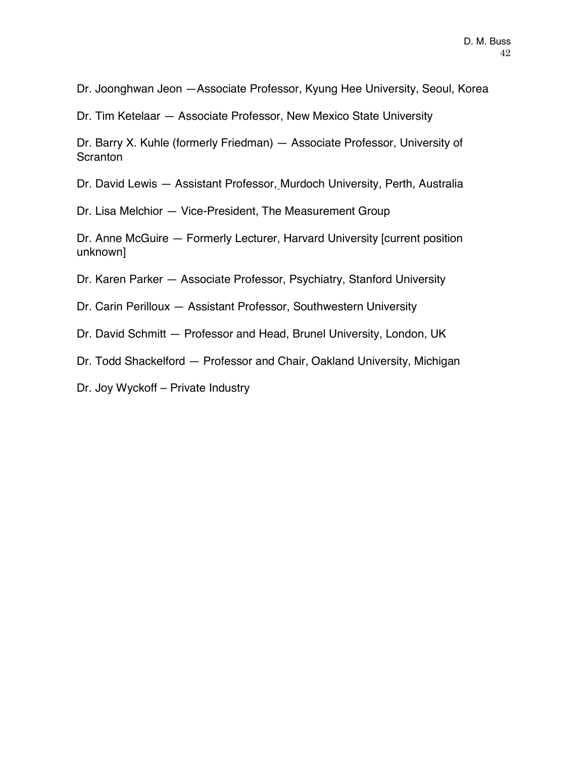Dr. Joonghwan Jeon —Associate Professor, Kyung Hee University, Seoul, Korea

Dr. Tim Ketelaar — Associate Professor, New Mexico State University

Dr. Barry X. Kuhle (formerly Friedman) — Associate Professor, University of Scranton

Dr. David Lewis — Assistant Professor, Murdoch University, Perth, Australia

Dr. Lisa Melchior — Vice-President, The Measurement Group

Dr. Anne McGuire — Formerly Lecturer, Harvard University [current position unknown]

Dr. Karen Parker — Associate Professor, Psychiatry, Stanford University

Dr. Carin Perilloux — Assistant Professor, Southwestern University

Dr. David Schmitt — Professor and Head, Brunel University, London, UK

Dr. Todd Shackelford — Professor and Chair, Oakland University, Michigan

Dr. Joy Wyckoff – Private Industry